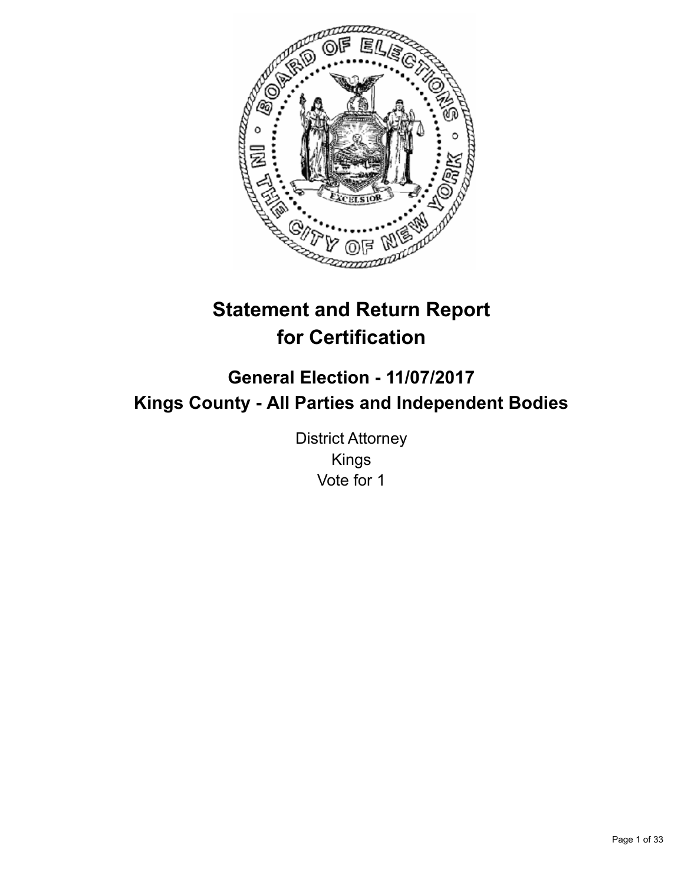# Statement and Return Report for Certification

## General Election - 11/07/2017
## Kings County - All Parties and Independent Bodies

District Attorney
Kings
Vote for 1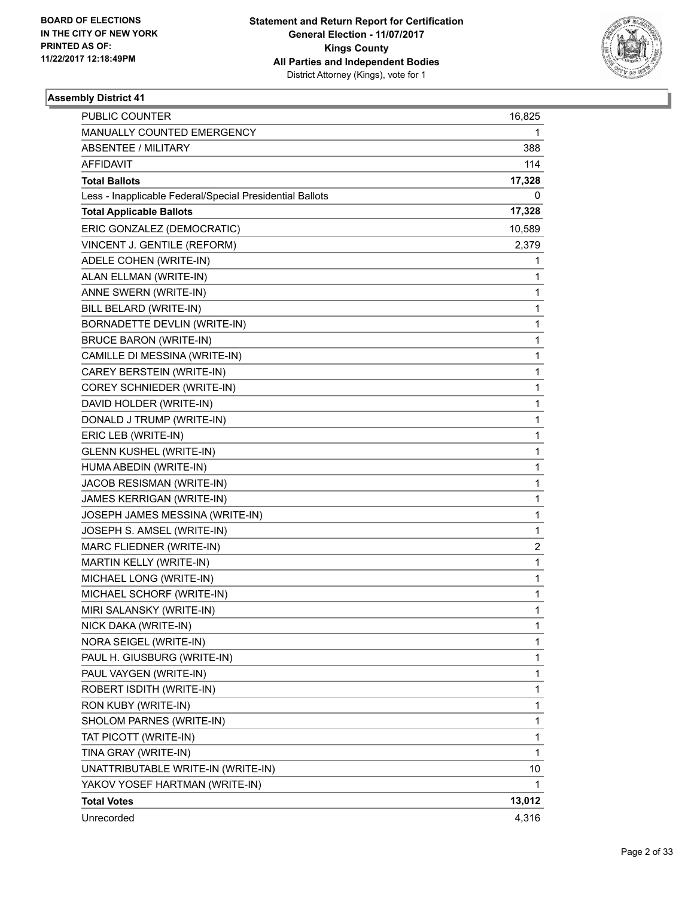**BOARD OF ELECTIONS IN THE CITY OF NEW YORK PRINTED AS OF: 11/22/2017 12:18:49PM**

**Statement and Return Report for Certification**
**General Election - 11/07/2017**
**Kings County**
**All Parties and Independent Bodies**
District Attorney (Kings), vote for 1

### Assembly District 41

| | |
|---|---|
| PUBLIC COUNTER | 16,825 |
| MANUALLY COUNTED EMERGENCY | 1 |
| ABSENTEE / MILITARY | 388 |
| AFFIDAVIT | 114 |
| **Total Ballots** | **17,328** |
| Less - Inapplicable Federal/Special Presidential Ballots | 0 |
| **Total Applicable Ballots** | **17,328** |
| ERIC GONZALEZ (DEMOCRATIC) | 10,589 |
| VINCENT J. GENTILE (REFORM) | 2,379 |
| ADELE COHEN (WRITE-IN) | 1 |
| ALAN ELLMAN (WRITE-IN) | 1 |
| ANNE SWERN (WRITE-IN) | 1 |
| BILL BELARD (WRITE-IN) | 1 |
| BORNADETTE DEVLIN (WRITE-IN) | 1 |
| BRUCE BARON (WRITE-IN) | 1 |
| CAMILLE DI MESSINA (WRITE-IN) | 1 |
| CAREY BERSTEIN (WRITE-IN) | 1 |
| COREY SCHNIEDER (WRITE-IN) | 1 |
| DAVID HOLDER (WRITE-IN) | 1 |
| DONALD J TRUMP (WRITE-IN) | 1 |
| ERIC LEB (WRITE-IN) | 1 |
| GLENN KUSHEL (WRITE-IN) | 1 |
| HUMA ABEDIN (WRITE-IN) | 1 |
| JACOB RESISMAN (WRITE-IN) | 1 |
| JAMES KERRIGAN (WRITE-IN) | 1 |
| JOSEPH JAMES MESSINA (WRITE-IN) | 1 |
| JOSEPH S. AMSEL (WRITE-IN) | 1 |
| MARC FLIEDNER (WRITE-IN) | 2 |
| MARTIN KELLY (WRITE-IN) | 1 |
| MICHAEL LONG (WRITE-IN) | 1 |
| MICHAEL SCHORF (WRITE-IN) | 1 |
| MIRI SALANSKY (WRITE-IN) | 1 |
| NICK DAKA (WRITE-IN) | 1 |
| NORA SEIGEL (WRITE-IN) | 1 |
| PAUL H. GIUSBURG (WRITE-IN) | 1 |
| PAUL VAYGEN (WRITE-IN) | 1 |
| ROBERT ISDITH (WRITE-IN) | 1 |
| RON KUBY (WRITE-IN) | 1 |
| SHOLOM PARNES (WRITE-IN) | 1 |
| TAT PICOTT (WRITE-IN) | 1 |
| TINA GRAY (WRITE-IN) | 1 |
| UNATTRIBUTABLE WRITE-IN (WRITE-IN) | 10 |
| YAKOV YOSEF HARTMAN (WRITE-IN) | 1 |
| **Total Votes** | **13,012** |
| Unrecorded | 4,316 |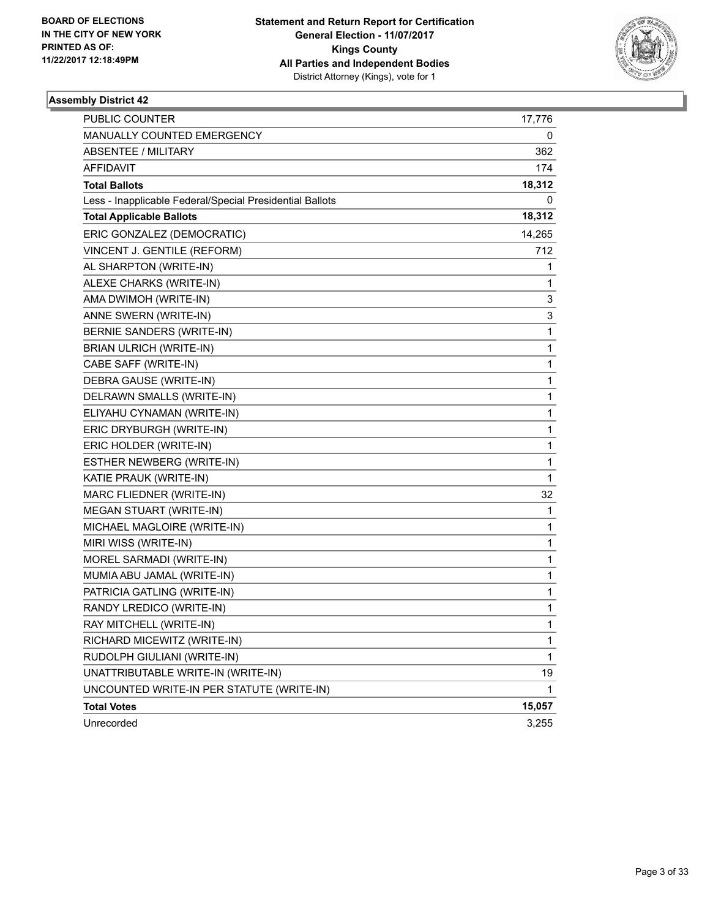BOARD OF ELECTIONS
IN THE CITY OF NEW YORK
PRINTED AS OF:
11/22/2017 12:18:49PM

**Statement and Return Report for Certification**
**General Election - 11/07/2017**
**Kings County**
**All Parties and Independent Bodies**
District Attorney (Kings), vote for 1

### Assembly District 42

| | |
|---|---|
| PUBLIC COUNTER | 17,776 |
| MANUALLY COUNTED EMERGENCY | 0 |
| ABSENTEE / MILITARY | 362 |
| AFFIDAVIT | 174 |
| **Total Ballots** | **18,312** |
| Less - Inapplicable Federal/Special Presidential Ballots | 0 |
| **Total Applicable Ballots** | **18,312** |
| ERIC GONZALEZ (DEMOCRATIC) | 14,265 |
| VINCENT J. GENTILE (REFORM) | 712 |
| AL SHARPTON (WRITE-IN) | 1 |
| ALEXE CHARKS (WRITE-IN) | 1 |
| AMA DWIMOH (WRITE-IN) | 3 |
| ANNE SWERN (WRITE-IN) | 3 |
| BERNIE SANDERS (WRITE-IN) | 1 |
| BRIAN ULRICH (WRITE-IN) | 1 |
| CABE SAFF (WRITE-IN) | 1 |
| DEBRA GAUSE (WRITE-IN) | 1 |
| DELRAWN SMALLS (WRITE-IN) | 1 |
| ELIYAHU CYNAMAN (WRITE-IN) | 1 |
| ERIC DRYBURGH (WRITE-IN) | 1 |
| ERIC HOLDER (WRITE-IN) | 1 |
| ESTHER NEWBERG (WRITE-IN) | 1 |
| KATIE PRAUK (WRITE-IN) | 1 |
| MARC FLIEDNER (WRITE-IN) | 32 |
| MEGAN STUART (WRITE-IN) | 1 |
| MICHAEL MAGLOIRE (WRITE-IN) | 1 |
| MIRI WISS (WRITE-IN) | 1 |
| MOREL SARMADI (WRITE-IN) | 1 |
| MUMIA ABU JAMAL (WRITE-IN) | 1 |
| PATRICIA GATLING (WRITE-IN) | 1 |
| RANDY LREDICO (WRITE-IN) | 1 |
| RAY MITCHELL (WRITE-IN) | 1 |
| RICHARD MICEWITZ (WRITE-IN) | 1 |
| RUDOLPH GIULIANI (WRITE-IN) | 1 |
| UNATTRIBUTABLE WRITE-IN (WRITE-IN) | 19 |
| UNCOUNTED WRITE-IN PER STATUTE (WRITE-IN) | 1 |
| **Total Votes** | **15,057** |
| Unrecorded | 3,255 |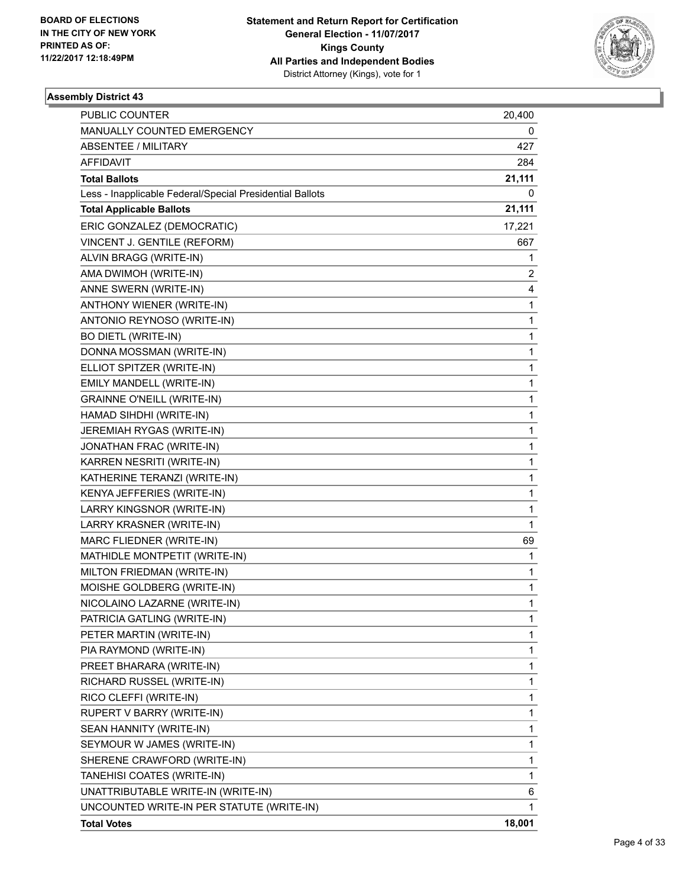**BOARD OF ELECTIONS IN THE CITY OF NEW YORK PRINTED AS OF: 11/22/2017 12:18:49PM**

**Statement and Return Report for Certification General Election - 11/07/2017 Kings County All Parties and Independent Bodies**
District Attorney (Kings), vote for 1

### Assembly District 43

| | |
|---|---|
| PUBLIC COUNTER | 20,400 |
| MANUALLY COUNTED EMERGENCY | 0 |
| ABSENTEE / MILITARY | 427 |
| AFFIDAVIT | 284 |
| **Total Ballots** | **21,111** |
| Less - Inapplicable Federal/Special Presidential Ballots | 0 |
| **Total Applicable Ballots** | **21,111** |
| ERIC GONZALEZ (DEMOCRATIC) | 17,221 |
| VINCENT J. GENTILE (REFORM) | 667 |
| ALVIN BRAGG (WRITE-IN) | 1 |
| AMA DWIMOH (WRITE-IN) | 2 |
| ANNE SWERN (WRITE-IN) | 4 |
| ANTHONY WIENER (WRITE-IN) | 1 |
| ANTONIO REYNOSO (WRITE-IN) | 1 |
| BO DIETL (WRITE-IN) | 1 |
| DONNA MOSSMAN (WRITE-IN) | 1 |
| ELLIOT SPITZER (WRITE-IN) | 1 |
| EMILY MANDELL (WRITE-IN) | 1 |
| GRAINNE O'NEILL (WRITE-IN) | 1 |
| HAMAD SIHDHI (WRITE-IN) | 1 |
| JEREMIAH RYGAS (WRITE-IN) | 1 |
| JONATHAN FRAC (WRITE-IN) | 1 |
| KARREN NESRITI (WRITE-IN) | 1 |
| KATHERINE TERANZI (WRITE-IN) | 1 |
| KENYA JEFFERIES (WRITE-IN) | 1 |
| LARRY KINGSNOR (WRITE-IN) | 1 |
| LARRY KRASNER (WRITE-IN) | 1 |
| MARC FLIEDNER (WRITE-IN) | 69 |
| MATHIDLE MONTPETIT (WRITE-IN) | 1 |
| MILTON FRIEDMAN (WRITE-IN) | 1 |
| MOISHE GOLDBERG (WRITE-IN) | 1 |
| NICOLAINO LAZARNE (WRITE-IN) | 1 |
| PATRICIA GATLING (WRITE-IN) | 1 |
| PETER MARTIN (WRITE-IN) | 1 |
| PIA RAYMOND (WRITE-IN) | 1 |
| PREET BHARARA (WRITE-IN) | 1 |
| RICHARD RUSSEL (WRITE-IN) | 1 |
| RICO CLEFFI (WRITE-IN) | 1 |
| RUPERT V BARRY (WRITE-IN) | 1 |
| SEAN HANNITY (WRITE-IN) | 1 |
| SEYMOUR W JAMES (WRITE-IN) | 1 |
| SHERENE CRAWFORD (WRITE-IN) | 1 |
| TANEHISI COATES (WRITE-IN) | 1 |
| UNATTRIBUTABLE WRITE-IN (WRITE-IN) | 6 |
| UNCOUNTED WRITE-IN PER STATUTE (WRITE-IN) | 1 |
| **Total Votes** | **18,001** |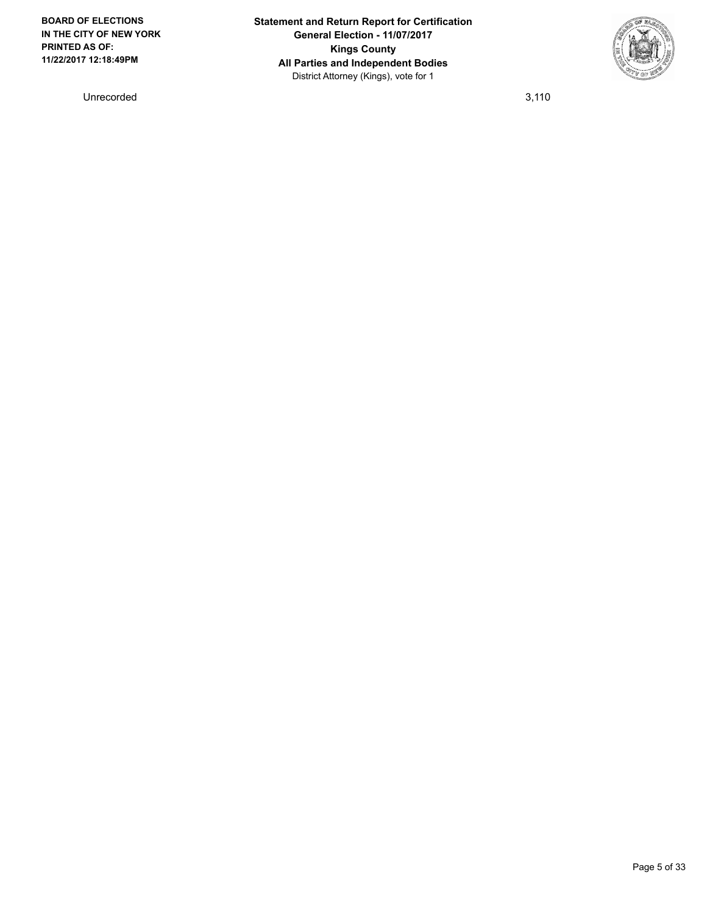| Unrecorded | 3,110 |
| --- | --- |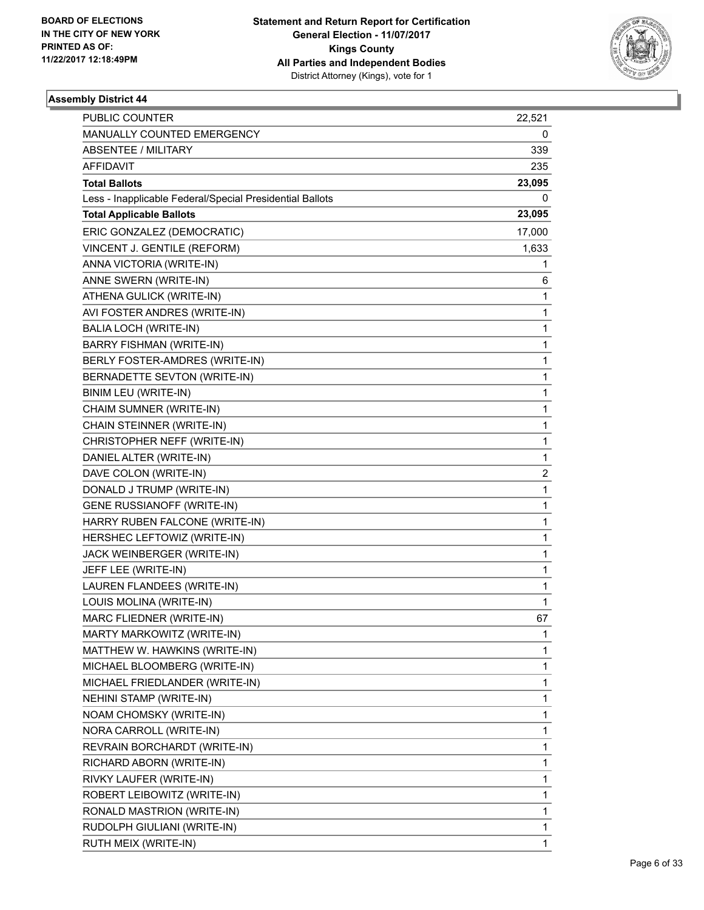BOARD OF ELECTIONS
IN THE CITY OF NEW YORK
PRINTED AS OF:
11/22/2017 12:18:49PM

**Statement and Return Report for Certification**
**General Election - 11/07/2017**
**Kings County**
**All Parties and Independent Bodies**
District Attorney (Kings), vote for 1

## Assembly District 44

| | |
|---|---|
| PUBLIC COUNTER | 22,521 |
| MANUALLY COUNTED EMERGENCY | 0 |
| ABSENTEE / MILITARY | 339 |
| AFFIDAVIT | 235 |
| **Total Ballots** | **23,095** |
| Less - Inapplicable Federal/Special Presidential Ballots | 0 |
| **Total Applicable Ballots** | **23,095** |
| ERIC GONZALEZ (DEMOCRATIC) | 17,000 |
| VINCENT J. GENTILE (REFORM) | 1,633 |
| ANNA VICTORIA (WRITE-IN) | 1 |
| ANNE SWERN (WRITE-IN) | 6 |
| ATHENA GULICK (WRITE-IN) | 1 |
| AVI FOSTER ANDRES (WRITE-IN) | 1 |
| BALIA LOCH (WRITE-IN) | 1 |
| BARRY FISHMAN (WRITE-IN) | 1 |
| BERLY FOSTER-AMDRES (WRITE-IN) | 1 |
| BERNADETTE SEVTON (WRITE-IN) | 1 |
| BINIM LEU (WRITE-IN) | 1 |
| CHAIM SUMNER (WRITE-IN) | 1 |
| CHAIN STEINNER (WRITE-IN) | 1 |
| CHRISTOPHER NEFF (WRITE-IN) | 1 |
| DANIEL ALTER (WRITE-IN) | 1 |
| DAVE COLON (WRITE-IN) | 2 |
| DONALD J TRUMP (WRITE-IN) | 1 |
| GENE RUSSIANOFF (WRITE-IN) | 1 |
| HARRY RUBEN FALCONE (WRITE-IN) | 1 |
| HERSHEC LEFTOWIZ (WRITE-IN) | 1 |
| JACK WEINBERGER (WRITE-IN) | 1 |
| JEFF LEE (WRITE-IN) | 1 |
| LAUREN FLANDEES (WRITE-IN) | 1 |
| LOUIS MOLINA (WRITE-IN) | 1 |
| MARC FLIEDNER (WRITE-IN) | 67 |
| MARTY MARKOWITZ (WRITE-IN) | 1 |
| MATTHEW W. HAWKINS (WRITE-IN) | 1 |
| MICHAEL BLOOMBERG (WRITE-IN) | 1 |
| MICHAEL FRIEDLANDER (WRITE-IN) | 1 |
| NEHINI STAMP (WRITE-IN) | 1 |
| NOAM CHOMSKY (WRITE-IN) | 1 |
| NORA CARROLL (WRITE-IN) | 1 |
| REVRAIN BORCHARDT (WRITE-IN) | 1 |
| RICHARD ABORN (WRITE-IN) | 1 |
| RIVKY LAUFER (WRITE-IN) | 1 |
| ROBERT LEIBOWITZ (WRITE-IN) | 1 |
| RONALD MASTRION (WRITE-IN) | 1 |
| RUDOLPH GIULIANI (WRITE-IN) | 1 |
| RUTH MEIX (WRITE-IN) | 1 |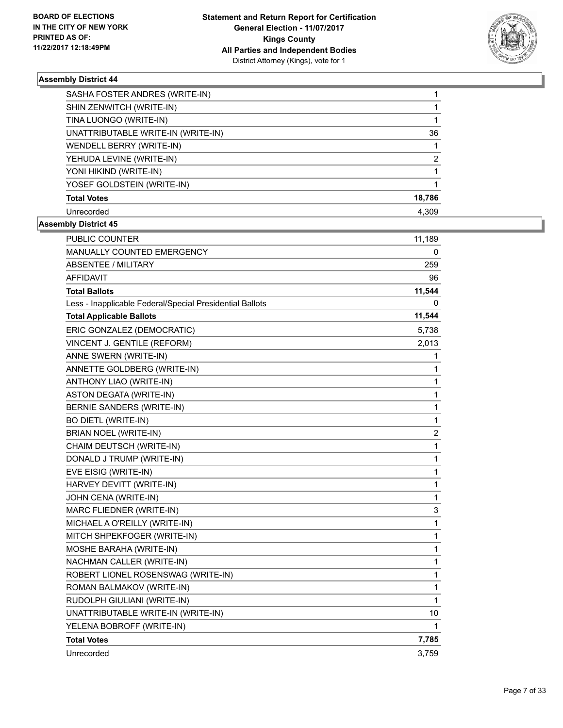**BOARD OF ELECTIONS IN THE CITY OF NEW YORK PRINTED AS OF: 11/22/2017 12:18:49PM**

**Statement and Return Report for Certification General Election - 11/07/2017 Kings County All Parties and Independent Bodies**
District Attorney (Kings), vote for 1

### Assembly District 44

| | |
|---|---|
| SASHA FOSTER ANDRES (WRITE-IN) | 1 |
| SHIN ZENWITCH (WRITE-IN) | 1 |
| TINA LUONGO (WRITE-IN) | 1 |
| UNATTRIBUTABLE WRITE-IN (WRITE-IN) | 36 |
| WENDELL BERRY (WRITE-IN) | 1 |
| YEHUDA LEVINE (WRITE-IN) | 2 |
| YONI HIKIND (WRITE-IN) | 1 |
| YOSEF GOLDSTEIN (WRITE-IN) | 1 |
| **Total Votes** | **18,786** |
| Unrecorded | 4,309 |

### Assembly District 45

| | |
|---|---|
| PUBLIC COUNTER | 11,189 |
| MANUALLY COUNTED EMERGENCY | 0 |
| ABSENTEE / MILITARY | 259 |
| AFFIDAVIT | 96 |
| **Total Ballots** | **11,544** |
| Less - Inapplicable Federal/Special Presidential Ballots | 0 |
| **Total Applicable Ballots** | **11,544** |
| ERIC GONZALEZ (DEMOCRATIC) | 5,738 |
| VINCENT J. GENTILE (REFORM) | 2,013 |
| ANNE SWERN (WRITE-IN) | 1 |
| ANNETTE GOLDBERG (WRITE-IN) | 1 |
| ANTHONY LIAO (WRITE-IN) | 1 |
| ASTON DEGATA (WRITE-IN) | 1 |
| BERNIE SANDERS (WRITE-IN) | 1 |
| BO DIETL (WRITE-IN) | 1 |
| BRIAN NOEL (WRITE-IN) | 2 |
| CHAIM DEUTSCH (WRITE-IN) | 1 |
| DONALD J TRUMP (WRITE-IN) | 1 |
| EVE EISIG (WRITE-IN) | 1 |
| HARVEY DEVITT (WRITE-IN) | 1 |
| JOHN CENA (WRITE-IN) | 1 |
| MARC FLIEDNER (WRITE-IN) | 3 |
| MICHAEL A O'REILLY (WRITE-IN) | 1 |
| MITCH SHPEKFOGER (WRITE-IN) | 1 |
| MOSHE BARAHA (WRITE-IN) | 1 |
| NACHMAN CALLER (WRITE-IN) | 1 |
| ROBERT LIONEL ROSENSWAG (WRITE-IN) | 1 |
| ROMAN BALMAKOV (WRITE-IN) | 1 |
| RUDOLPH GIULIANI (WRITE-IN) | 1 |
| UNATTRIBUTABLE WRITE-IN (WRITE-IN) | 10 |
| YELENA BOBROFF (WRITE-IN) | 1 |
| **Total Votes** | **7,785** |
| Unrecorded | 3,759 |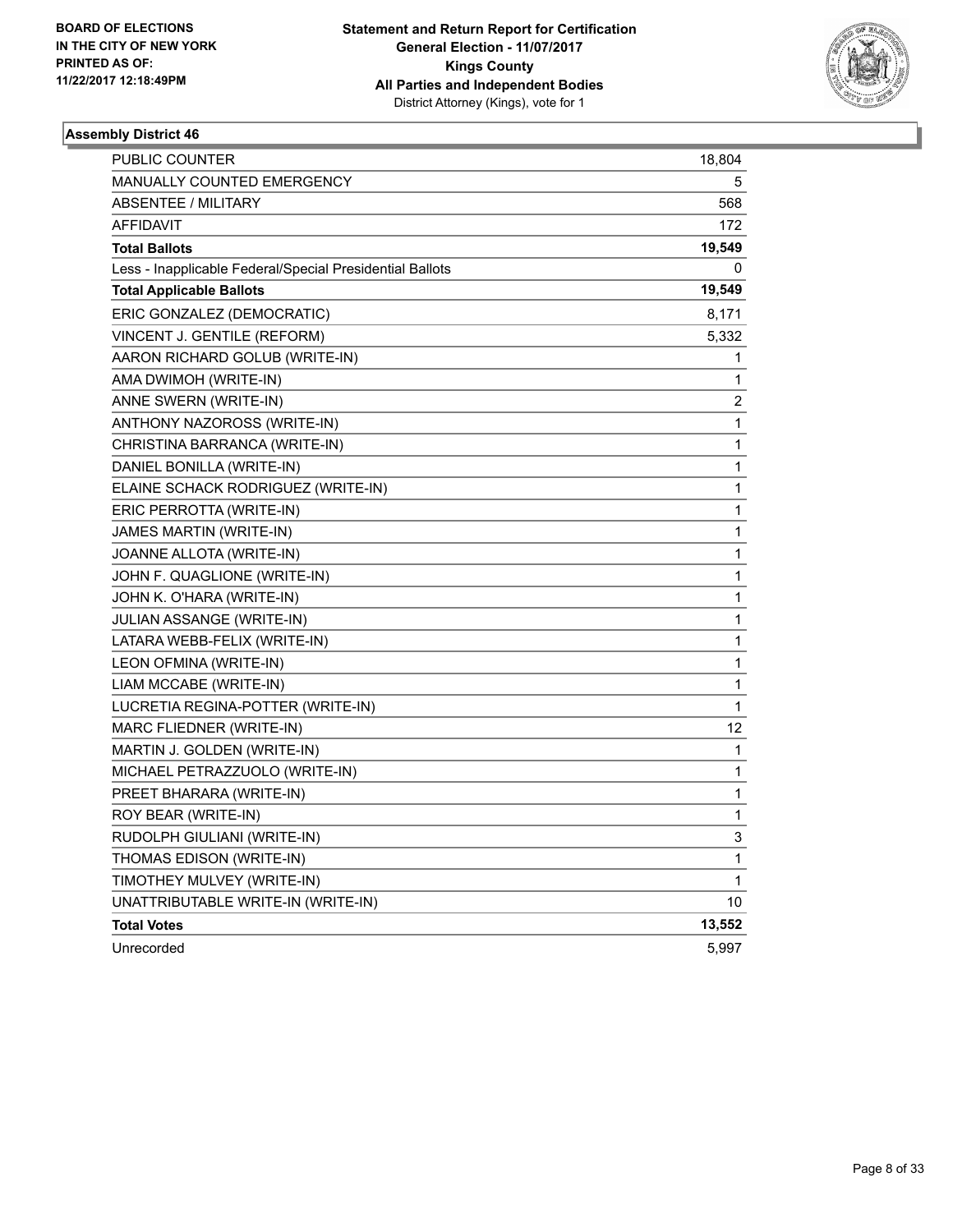**BOARD OF ELECTIONS IN THE CITY OF NEW YORK PRINTED AS OF: 11/22/2017 12:18:49PM**

**Statement and Return Report for Certification General Election - 11/07/2017 Kings County All Parties and Independent Bodies**
District Attorney (Kings), vote for 1

### Assembly District 46

| | |
|---|---|
| PUBLIC COUNTER | 18,804 |
| MANUALLY COUNTED EMERGENCY | 5 |
| ABSENTEE / MILITARY | 568 |
| AFFIDAVIT | 172 |
| **Total Ballots** | **19,549** |
| Less - Inapplicable Federal/Special Presidential Ballots | 0 |
| **Total Applicable Ballots** | **19,549** |
| ERIC GONZALEZ (DEMOCRATIC) | 8,171 |
| VINCENT J. GENTILE (REFORM) | 5,332 |
| AARON RICHARD GOLUB (WRITE-IN) | 1 |
| AMA DWIMOH (WRITE-IN) | 1 |
| ANNE SWERN (WRITE-IN) | 2 |
| ANTHONY NAZOROSS (WRITE-IN) | 1 |
| CHRISTINA BARRANCA (WRITE-IN) | 1 |
| DANIEL BONILLA (WRITE-IN) | 1 |
| ELAINE SCHACK RODRIGUEZ (WRITE-IN) | 1 |
| ERIC PERROTTA (WRITE-IN) | 1 |
| JAMES MARTIN (WRITE-IN) | 1 |
| JOANNE ALLOTA (WRITE-IN) | 1 |
| JOHN F. QUAGLIONE (WRITE-IN) | 1 |
| JOHN K. O'HARA (WRITE-IN) | 1 |
| JULIAN ASSANGE (WRITE-IN) | 1 |
| LATARA WEBB-FELIX (WRITE-IN) | 1 |
| LEON OFMINA (WRITE-IN) | 1 |
| LIAM MCCABE (WRITE-IN) | 1 |
| LUCRETIA REGINA-POTTER (WRITE-IN) | 1 |
| MARC FLIEDNER (WRITE-IN) | 12 |
| MARTIN J. GOLDEN (WRITE-IN) | 1 |
| MICHAEL PETRAZZUOLO (WRITE-IN) | 1 |
| PREET BHARARA (WRITE-IN) | 1 |
| ROY BEAR (WRITE-IN) | 1 |
| RUDOLPH GIULIANI (WRITE-IN) | 3 |
| THOMAS EDISON (WRITE-IN) | 1 |
| TIMOTHEY MULVEY (WRITE-IN) | 1 |
| UNATTRIBUTABLE WRITE-IN (WRITE-IN) | 10 |
| **Total Votes** | **13,552** |
| Unrecorded | 5,997 |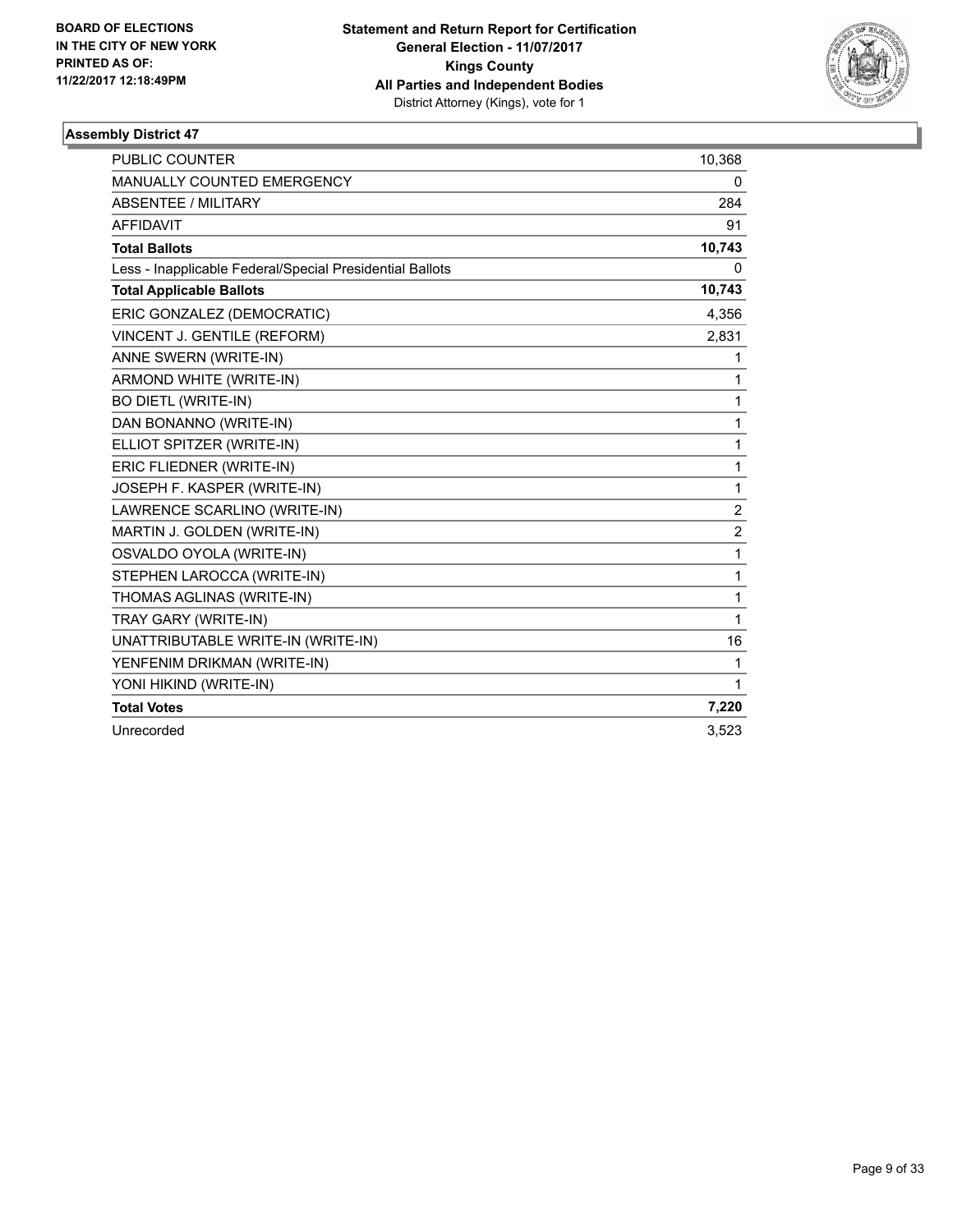BOARD OF ELECTIONS
IN THE CITY OF NEW YORK
PRINTED AS OF:
11/22/2017 12:18:49PM

**Statement and Return Report for Certification**
**General Election - 11/07/2017**
**Kings County**
**All Parties and Independent Bodies**
District Attorney (Kings), vote for 1

### Assembly District 47

| | |
|---|---|
| PUBLIC COUNTER | 10,368 |
| MANUALLY COUNTED EMERGENCY | 0 |
| ABSENTEE / MILITARY | 284 |
| AFFIDAVIT | 91 |
| **Total Ballots** | **10,743** |
| Less - Inapplicable Federal/Special Presidential Ballots | 0 |
| **Total Applicable Ballots** | **10,743** |
| ERIC GONZALEZ (DEMOCRATIC) | 4,356 |
| VINCENT J. GENTILE (REFORM) | 2,831 |
| ANNE SWERN (WRITE-IN) | 1 |
| ARMOND WHITE (WRITE-IN) | 1 |
| BO DIETL (WRITE-IN) | 1 |
| DAN BONANNO (WRITE-IN) | 1 |
| ELLIOT SPITZER (WRITE-IN) | 1 |
| ERIC FLIEDNER (WRITE-IN) | 1 |
| JOSEPH F. KASPER (WRITE-IN) | 1 |
| LAWRENCE SCARLINO (WRITE-IN) | 2 |
| MARTIN J. GOLDEN (WRITE-IN) | 2 |
| OSVALDO OYOLA (WRITE-IN) | 1 |
| STEPHEN LAROCCA (WRITE-IN) | 1 |
| THOMAS AGLINAS (WRITE-IN) | 1 |
| TRAY GARY (WRITE-IN) | 1 |
| UNATTRIBUTABLE WRITE-IN (WRITE-IN) | 16 |
| YENFENIM DRIKMAN (WRITE-IN) | 1 |
| YONI HIKIND (WRITE-IN) | 1 |
| **Total Votes** | **7,220** |
| Unrecorded | 3,523 |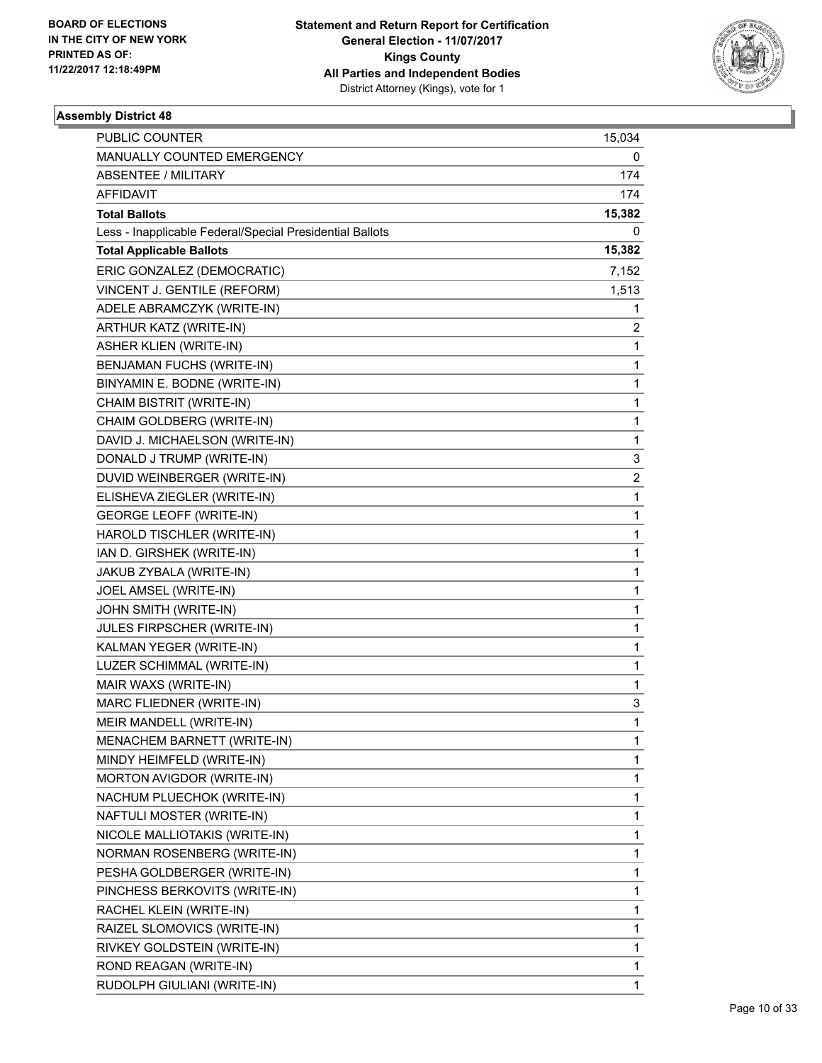**BOARD OF ELECTIONS IN THE CITY OF NEW YORK PRINTED AS OF: 11/22/2017 12:18:49PM**

**Statement and Return Report for Certification**
**General Election - 11/07/2017**
**Kings County**
**All Parties and Independent Bodies**
District Attorney (Kings), vote for 1

### Assembly District 48

| | |
|---|---|
| PUBLIC COUNTER | 15,034 |
| MANUALLY COUNTED EMERGENCY | 0 |
| ABSENTEE / MILITARY | 174 |
| AFFIDAVIT | 174 |
| **Total Ballots** | **15,382** |
| Less - Inapplicable Federal/Special Presidential Ballots | 0 |
| **Total Applicable Ballots** | **15,382** |
| ERIC GONZALEZ (DEMOCRATIC) | 7,152 |
| VINCENT J. GENTILE (REFORM) | 1,513 |
| ADELE ABRAMCZYK (WRITE-IN) | 1 |
| ARTHUR KATZ (WRITE-IN) | 2 |
| ASHER KLIEN (WRITE-IN) | 1 |
| BENJAMAN FUCHS (WRITE-IN) | 1 |
| BINYAMIN E. BODNE (WRITE-IN) | 1 |
| CHAIM BISTRIT (WRITE-IN) | 1 |
| CHAIM GOLDBERG (WRITE-IN) | 1 |
| DAVID J. MICHAELSON (WRITE-IN) | 1 |
| DONALD J TRUMP (WRITE-IN) | 3 |
| DUVID WEINBERGER (WRITE-IN) | 2 |
| ELISHEVA ZIEGLER (WRITE-IN) | 1 |
| GEORGE LEOFF (WRITE-IN) | 1 |
| HAROLD TISCHLER (WRITE-IN) | 1 |
| IAN D. GIRSHEK (WRITE-IN) | 1 |
| JAKUB ZYBALA (WRITE-IN) | 1 |
| JOEL AMSEL (WRITE-IN) | 1 |
| JOHN SMITH (WRITE-IN) | 1 |
| JULES FIRPSCHER (WRITE-IN) | 1 |
| KALMAN YEGER (WRITE-IN) | 1 |
| LUZER SCHIMMAL (WRITE-IN) | 1 |
| MAIR WAXS (WRITE-IN) | 1 |
| MARC FLIEDNER (WRITE-IN) | 3 |
| MEIR MANDELL (WRITE-IN) | 1 |
| MENACHEM BARNETT (WRITE-IN) | 1 |
| MINDY HEIMFELD (WRITE-IN) | 1 |
| MORTON AVIGDOR (WRITE-IN) | 1 |
| NACHUM PLUECHOK (WRITE-IN) | 1 |
| NAFTULI MOSTER (WRITE-IN) | 1 |
| NICOLE MALLIOTAKIS (WRITE-IN) | 1 |
| NORMAN ROSENBERG (WRITE-IN) | 1 |
| PESHA GOLDBERGER (WRITE-IN) | 1 |
| PINCHESS BERKOVITS (WRITE-IN) | 1 |
| RACHEL KLEIN (WRITE-IN) | 1 |
| RAIZEL SLOMOVICS (WRITE-IN) | 1 |
| RIVKEY GOLDSTEIN (WRITE-IN) | 1 |
| ROND REAGAN (WRITE-IN) | 1 |
| RUDOLPH GIULIANI (WRITE-IN) | 1 |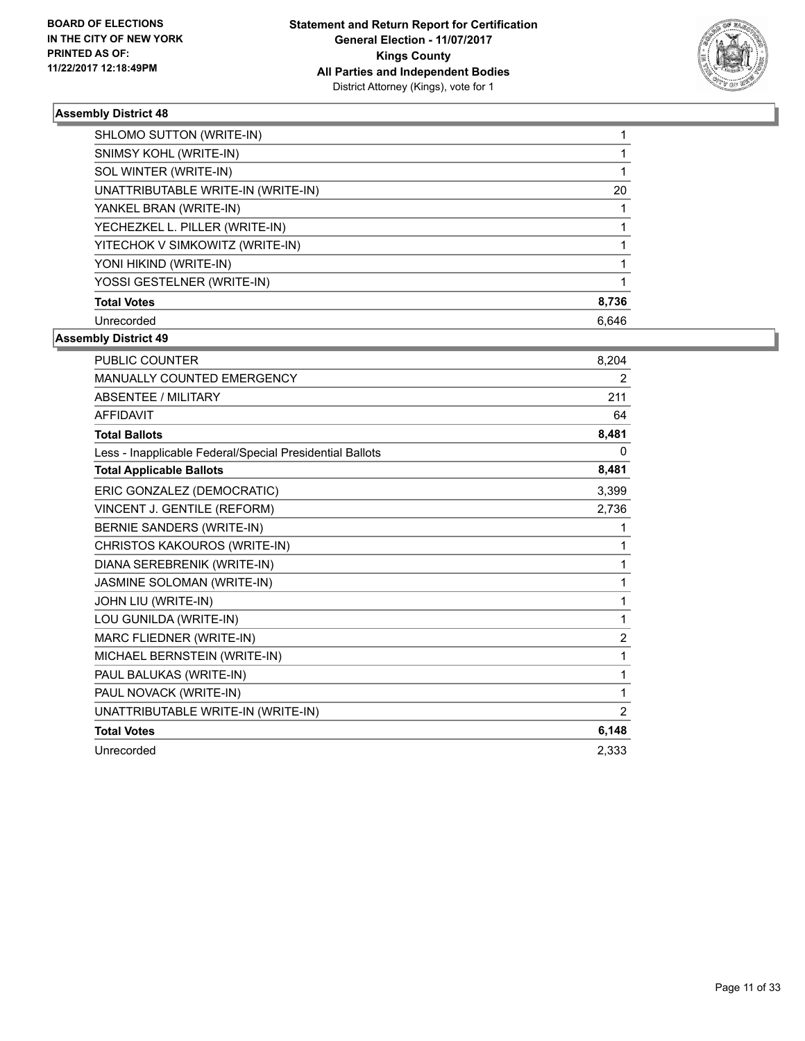**BOARD OF ELECTIONS IN THE CITY OF NEW YORK PRINTED AS OF: 11/22/2017 12:18:49PM**

**Statement and Return Report for Certification**
**General Election - 11/07/2017**
**Kings County**
**All Parties and Independent Bodies**
District Attorney (Kings), vote for 1

### Assembly District 48

| | |
|---|---|
| SHLOMO SUTTON (WRITE-IN) | 1 |
| SNIMSY KOHL (WRITE-IN) | 1 |
| SOL WINTER (WRITE-IN) | 1 |
| UNATTRIBUTABLE WRITE-IN (WRITE-IN) | 20 |
| YANKEL BRAN (WRITE-IN) | 1 |
| YECHEZKEL L. PILLER (WRITE-IN) | 1 |
| YITECHOK V SIMKOWITZ (WRITE-IN) | 1 |
| YONI HIKIND (WRITE-IN) | 1 |
| YOSSI GESTELNER (WRITE-IN) | 1 |
| **Total Votes** | **8,736** |
| Unrecorded | 6,646 |

### Assembly District 49

| | |
|---|---|
| PUBLIC COUNTER | 8,204 |
| MANUALLY COUNTED EMERGENCY | 2 |
| ABSENTEE / MILITARY | 211 |
| AFFIDAVIT | 64 |
| **Total Ballots** | **8,481** |
| Less - Inapplicable Federal/Special Presidential Ballots | 0 |
| **Total Applicable Ballots** | **8,481** |
| ERIC GONZALEZ (DEMOCRATIC) | 3,399 |
| VINCENT J. GENTILE (REFORM) | 2,736 |
| BERNIE SANDERS (WRITE-IN) | 1 |
| CHRISTOS KAKOUROS (WRITE-IN) | 1 |
| DIANA SEREBRENIK (WRITE-IN) | 1 |
| JASMINE SOLOMAN (WRITE-IN) | 1 |
| JOHN LIU (WRITE-IN) | 1 |
| LOU GUNILDA (WRITE-IN) | 1 |
| MARC FLIEDNER (WRITE-IN) | 2 |
| MICHAEL BERNSTEIN (WRITE-IN) | 1 |
| PAUL BALUKAS (WRITE-IN) | 1 |
| PAUL NOVACK (WRITE-IN) | 1 |
| UNATTRIBUTABLE WRITE-IN (WRITE-IN) | 2 |
| **Total Votes** | **6,148** |
| Unrecorded | 2,333 |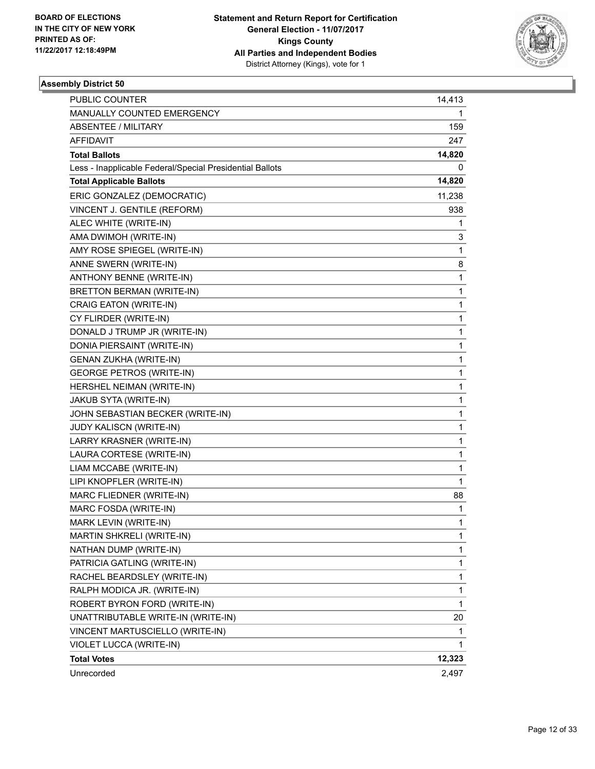**BOARD OF ELECTIONS IN THE CITY OF NEW YORK PRINTED AS OF: 11/22/2017 12:18:49PM**

**Statement and Return Report for Certification General Election - 11/07/2017 Kings County All Parties and Independent Bodies**
District Attorney (Kings), vote for 1

### Assembly District 50

| | |
|---|---|
| PUBLIC COUNTER | 14,413 |
| MANUALLY COUNTED EMERGENCY | 1 |
| ABSENTEE / MILITARY | 159 |
| AFFIDAVIT | 247 |
| **Total Ballots** | **14,820** |
| Less - Inapplicable Federal/Special Presidential Ballots | 0 |
| **Total Applicable Ballots** | **14,820** |
| ERIC GONZALEZ (DEMOCRATIC) | 11,238 |
| VINCENT J. GENTILE (REFORM) | 938 |
| ALEC WHITE (WRITE-IN) | 1 |
| AMA DWIMOH (WRITE-IN) | 3 |
| AMY ROSE SPIEGEL (WRITE-IN) | 1 |
| ANNE SWERN (WRITE-IN) | 8 |
| ANTHONY BENNE (WRITE-IN) | 1 |
| BRETTON BERMAN (WRITE-IN) | 1 |
| CRAIG EATON (WRITE-IN) | 1 |
| CY FLIRDER (WRITE-IN) | 1 |
| DONALD J TRUMP JR (WRITE-IN) | 1 |
| DONIA PIERSAINT (WRITE-IN) | 1 |
| GENAN ZUKHA (WRITE-IN) | 1 |
| GEORGE PETROS (WRITE-IN) | 1 |
| HERSHEL NEIMAN (WRITE-IN) | 1 |
| JAKUB SYTA (WRITE-IN) | 1 |
| JOHN SEBASTIAN BECKER (WRITE-IN) | 1 |
| JUDY KALISCN (WRITE-IN) | 1 |
| LARRY KRASNER (WRITE-IN) | 1 |
| LAURA CORTESE (WRITE-IN) | 1 |
| LIAM MCCABE (WRITE-IN) | 1 |
| LIPI KNOPFLER (WRITE-IN) | 1 |
| MARC FLIEDNER (WRITE-IN) | 88 |
| MARC FOSDA (WRITE-IN) | 1 |
| MARK LEVIN (WRITE-IN) | 1 |
| MARTIN SHKRELI (WRITE-IN) | 1 |
| NATHAN DUMP (WRITE-IN) | 1 |
| PATRICIA GATLING (WRITE-IN) | 1 |
| RACHEL BEARDSLEY (WRITE-IN) | 1 |
| RALPH MODICA JR. (WRITE-IN) | 1 |
| ROBERT BYRON FORD (WRITE-IN) | 1 |
| UNATTRIBUTABLE WRITE-IN (WRITE-IN) | 20 |
| VINCENT MARTUSCIELLO (WRITE-IN) | 1 |
| VIOLET LUCCA (WRITE-IN) | 1 |
| **Total Votes** | **12,323** |
| Unrecorded | 2,497 |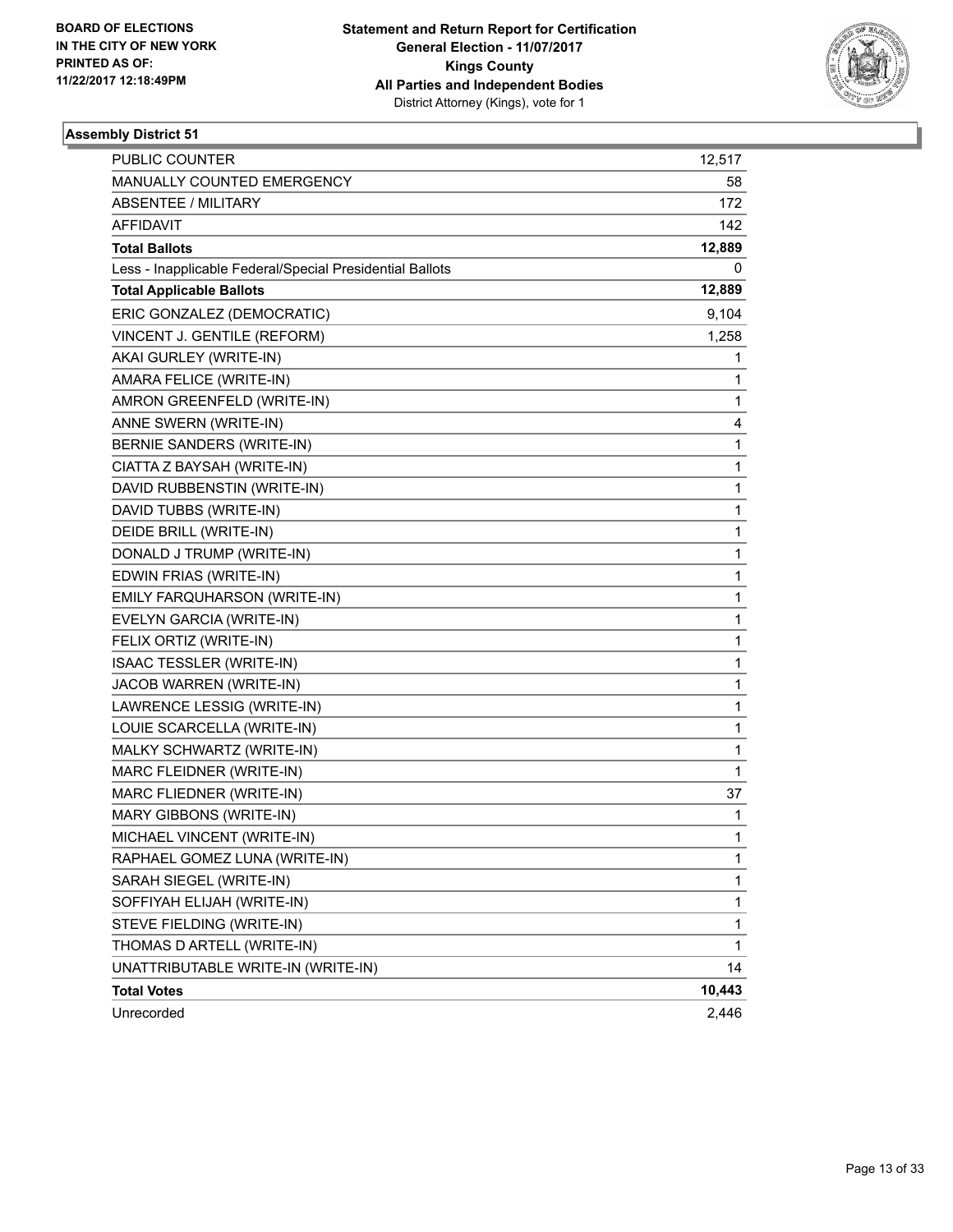**BOARD OF ELECTIONS IN THE CITY OF NEW YORK PRINTED AS OF: 11/22/2017 12:18:49PM**

**Statement and Return Report for Certification**
**General Election - 11/07/2017**
**Kings County**
**All Parties and Independent Bodies**
District Attorney (Kings), vote for 1

**Assembly District 51**

| | |
|---|---|
| PUBLIC COUNTER | 12,517 |
| MANUALLY COUNTED EMERGENCY | 58 |
| ABSENTEE / MILITARY | 172 |
| AFFIDAVIT | 142 |
| **Total Ballots** | **12,889** |
| Less - Inapplicable Federal/Special Presidential Ballots | 0 |
| **Total Applicable Ballots** | **12,889** |
| ERIC GONZALEZ (DEMOCRATIC) | 9,104 |
| VINCENT J. GENTILE (REFORM) | 1,258 |
| AKAI GURLEY (WRITE-IN) | 1 |
| AMARA FELICE (WRITE-IN) | 1 |
| AMRON GREENFELD (WRITE-IN) | 1 |
| ANNE SWERN (WRITE-IN) | 4 |
| BERNIE SANDERS (WRITE-IN) | 1 |
| CIATTA Z BAYSAH (WRITE-IN) | 1 |
| DAVID RUBBENSTIN (WRITE-IN) | 1 |
| DAVID TUBBS (WRITE-IN) | 1 |
| DEIDE BRILL (WRITE-IN) | 1 |
| DONALD J TRUMP (WRITE-IN) | 1 |
| EDWIN FRIAS (WRITE-IN) | 1 |
| EMILY FARQUHARSON (WRITE-IN) | 1 |
| EVELYN GARCIA (WRITE-IN) | 1 |
| FELIX ORTIZ (WRITE-IN) | 1 |
| ISAAC TESSLER (WRITE-IN) | 1 |
| JACOB WARREN (WRITE-IN) | 1 |
| LAWRENCE LESSIG (WRITE-IN) | 1 |
| LOUIE SCARCELLA (WRITE-IN) | 1 |
| MALKY SCHWARTZ (WRITE-IN) | 1 |
| MARC FLEIDNER (WRITE-IN) | 1 |
| MARC FLIEDNER (WRITE-IN) | 37 |
| MARY GIBBONS (WRITE-IN) | 1 |
| MICHAEL VINCENT (WRITE-IN) | 1 |
| RAPHAEL GOMEZ LUNA (WRITE-IN) | 1 |
| SARAH SIEGEL (WRITE-IN) | 1 |
| SOFFIYAH ELIJAH (WRITE-IN) | 1 |
| STEVE FIELDING (WRITE-IN) | 1 |
| THOMAS D ARTELL (WRITE-IN) | 1 |
| UNATTRIBUTABLE WRITE-IN (WRITE-IN) | 14 |
| **Total Votes** | **10,443** |
| Unrecorded | 2,446 |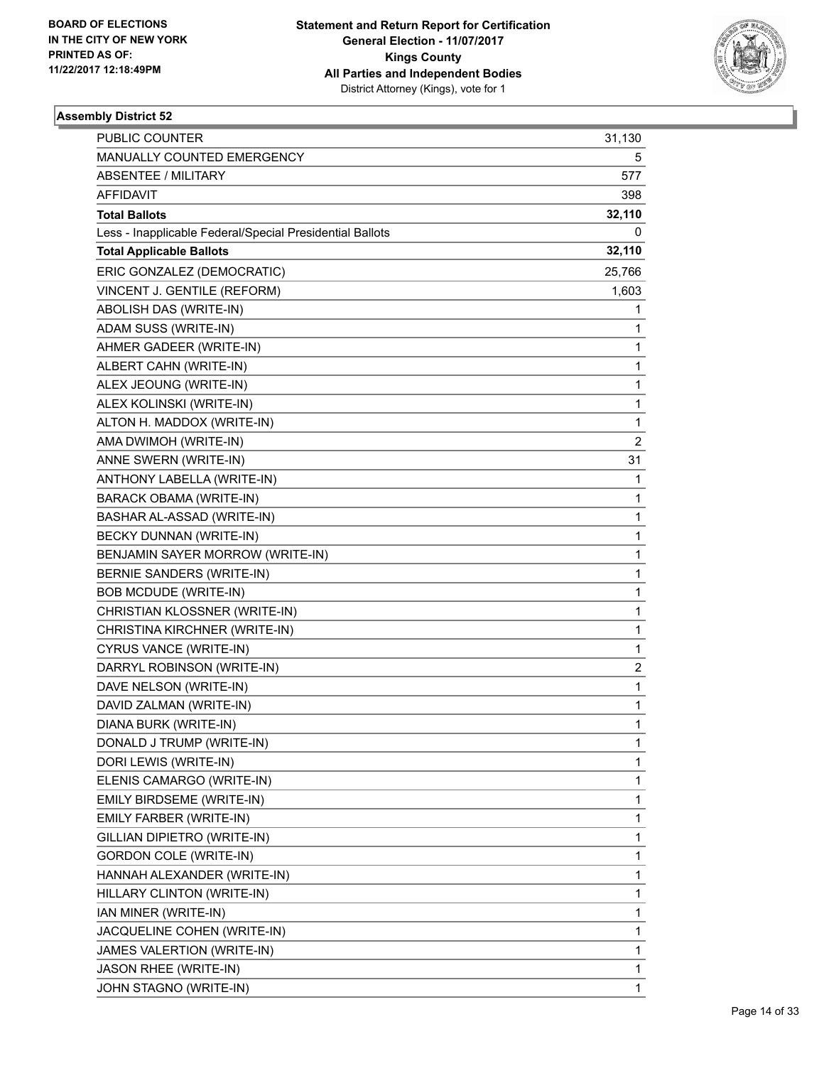**BOARD OF ELECTIONS IN THE CITY OF NEW YORK PRINTED AS OF: 11/22/2017 12:18:49PM**

**Statement and Return Report for Certification**
**General Election - 11/07/2017**
**Kings County**
**All Parties and Independent Bodies**
District Attorney (Kings), vote for 1

### Assembly District 52

| | |
|---|---|
| PUBLIC COUNTER | 31,130 |
| MANUALLY COUNTED EMERGENCY | 5 |
| ABSENTEE / MILITARY | 577 |
| AFFIDAVIT | 398 |
| **Total Ballots** | **32,110** |
| Less - Inapplicable Federal/Special Presidential Ballots | 0 |
| **Total Applicable Ballots** | **32,110** |
| ERIC GONZALEZ (DEMOCRATIC) | 25,766 |
| VINCENT J. GENTILE (REFORM) | 1,603 |
| ABOLISH DAS (WRITE-IN) | 1 |
| ADAM SUSS (WRITE-IN) | 1 |
| AHMER GADEER (WRITE-IN) | 1 |
| ALBERT CAHN (WRITE-IN) | 1 |
| ALEX JEOUNG (WRITE-IN) | 1 |
| ALEX KOLINSKI (WRITE-IN) | 1 |
| ALTON H. MADDOX (WRITE-IN) | 1 |
| AMA DWIMOH (WRITE-IN) | 2 |
| ANNE SWERN (WRITE-IN) | 31 |
| ANTHONY LABELLA (WRITE-IN) | 1 |
| BARACK OBAMA (WRITE-IN) | 1 |
| BASHAR AL-ASSAD (WRITE-IN) | 1 |
| BECKY DUNNAN (WRITE-IN) | 1 |
| BENJAMIN SAYER MORROW (WRITE-IN) | 1 |
| BERNIE SANDERS (WRITE-IN) | 1 |
| BOB MCDUDE (WRITE-IN) | 1 |
| CHRISTIAN KLOSSNER (WRITE-IN) | 1 |
| CHRISTINA KIRCHNER (WRITE-IN) | 1 |
| CYRUS VANCE (WRITE-IN) | 1 |
| DARRYL ROBINSON (WRITE-IN) | 2 |
| DAVE NELSON (WRITE-IN) | 1 |
| DAVID ZALMAN (WRITE-IN) | 1 |
| DIANA BURK (WRITE-IN) | 1 |
| DONALD J TRUMP (WRITE-IN) | 1 |
| DORI LEWIS (WRITE-IN) | 1 |
| ELENIS CAMARGO (WRITE-IN) | 1 |
| EMILY BIRDSEME (WRITE-IN) | 1 |
| EMILY FARBER (WRITE-IN) | 1 |
| GILLIAN DIPIETRO (WRITE-IN) | 1 |
| GORDON COLE (WRITE-IN) | 1 |
| HANNAH ALEXANDER (WRITE-IN) | 1 |
| HILLARY CLINTON (WRITE-IN) | 1 |
| IAN MINER (WRITE-IN) | 1 |
| JACQUELINE COHEN (WRITE-IN) | 1 |
| JAMES VALERTION (WRITE-IN) | 1 |
| JASON RHEE (WRITE-IN) | 1 |
| JOHN STAGNO (WRITE-IN) | 1 |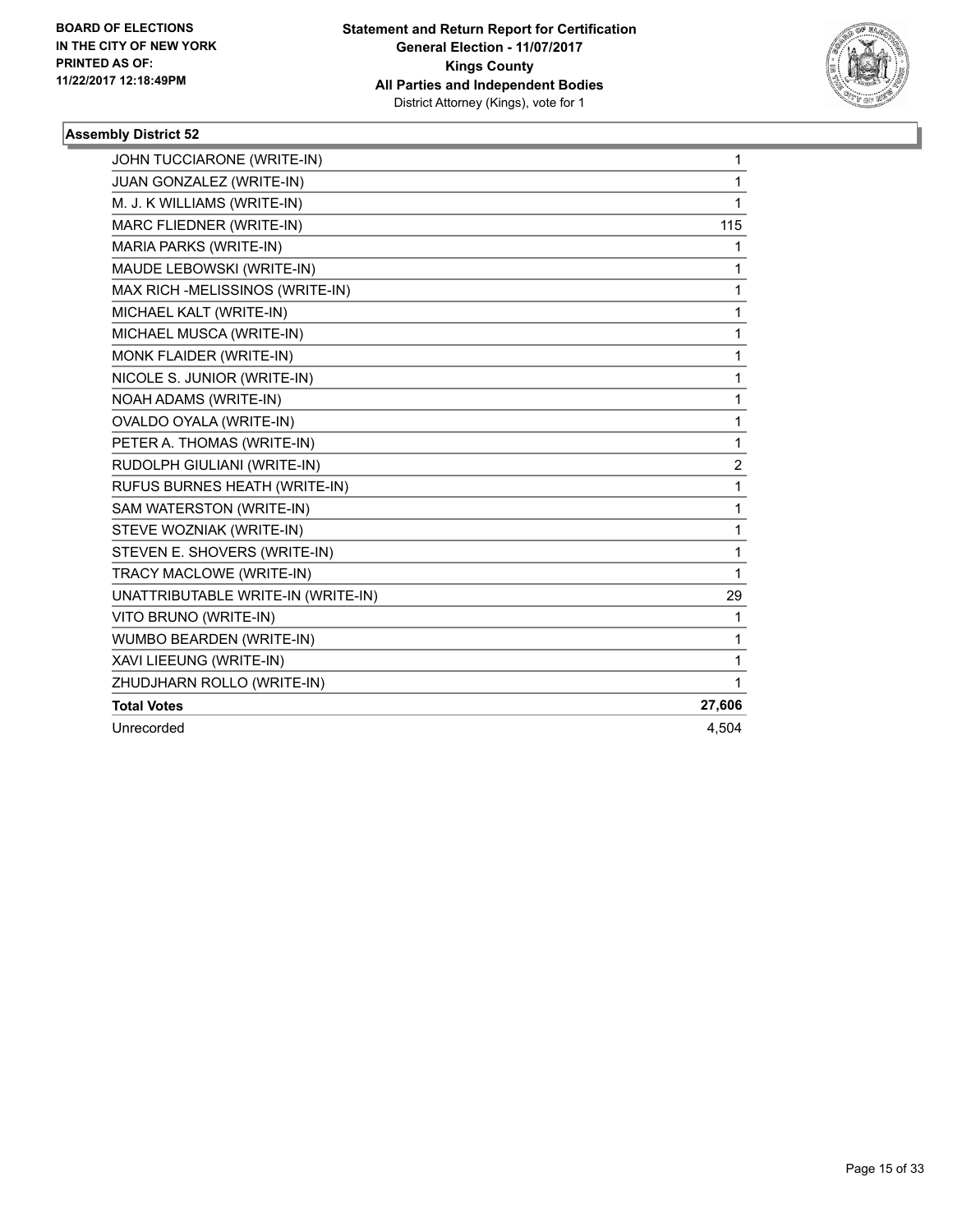**BOARD OF ELECTIONS IN THE CITY OF NEW YORK PRINTED AS OF: 11/22/2017 12:18:49PM**

**Statement and Return Report for Certification General Election - 11/07/2017 Kings County All Parties and Independent Bodies**
District Attorney (Kings), vote for 1

### Assembly District 52

| | |
|---|---|
| JOHN TUCCIARONE (WRITE-IN) | 1 |
| JUAN GONZALEZ (WRITE-IN) | 1 |
| M. J. K WILLIAMS (WRITE-IN) | 1 |
| MARC FLIEDNER (WRITE-IN) | 115 |
| MARIA PARKS (WRITE-IN) | 1 |
| MAUDE LEBOWSKI (WRITE-IN) | 1 |
| MAX RICH -MELISSINOS (WRITE-IN) | 1 |
| MICHAEL KALT (WRITE-IN) | 1 |
| MICHAEL MUSCA (WRITE-IN) | 1 |
| MONK FLAIDER (WRITE-IN) | 1 |
| NICOLE S. JUNIOR (WRITE-IN) | 1 |
| NOAH ADAMS (WRITE-IN) | 1 |
| OVALDO OYALA (WRITE-IN) | 1 |
| PETER A. THOMAS (WRITE-IN) | 1 |
| RUDOLPH GIULIANI (WRITE-IN) | 2 |
| RUFUS BURNES HEATH (WRITE-IN) | 1 |
| SAM WATERSTON (WRITE-IN) | 1 |
| STEVE WOZNIAK (WRITE-IN) | 1 |
| STEVEN E. SHOVERS (WRITE-IN) | 1 |
| TRACY MACLOWE (WRITE-IN) | 1 |
| UNATTRIBUTABLE WRITE-IN (WRITE-IN) | 29 |
| VITO BRUNO (WRITE-IN) | 1 |
| WUMBO BEARDEN (WRITE-IN) | 1 |
| XAVI LIEEUNG (WRITE-IN) | 1 |
| ZHUDJHARN ROLLO (WRITE-IN) | 1 |
| **Total Votes** | **27,606** |
| Unrecorded | 4,504 |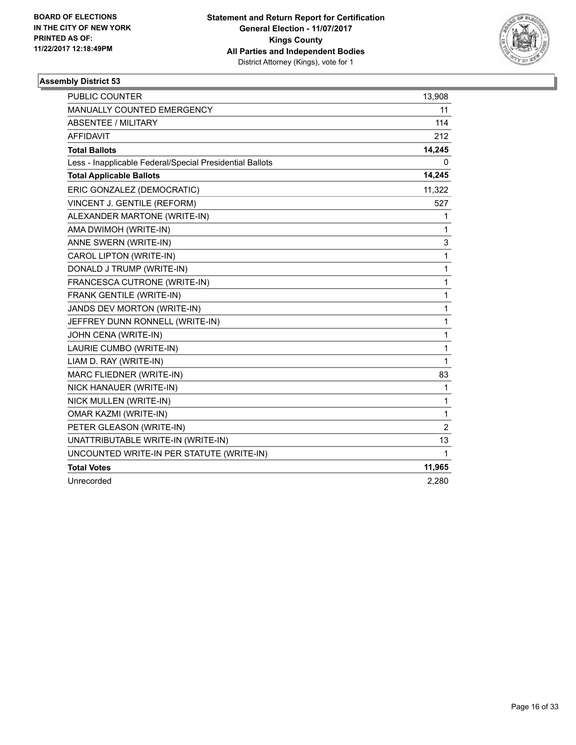BOARD OF ELECTIONS
IN THE CITY OF NEW YORK
PRINTED AS OF:
11/22/2017 12:18:49PM

**Statement and Return Report for Certification**
**General Election - 11/07/2017**
**Kings County**
**All Parties and Independent Bodies**
District Attorney (Kings), vote for 1

### Assembly District 53

| | |
|---|---|
| PUBLIC COUNTER | 13,908 |
| MANUALLY COUNTED EMERGENCY | 11 |
| ABSENTEE / MILITARY | 114 |
| AFFIDAVIT | 212 |
| **Total Ballots** | **14,245** |
| Less - Inapplicable Federal/Special Presidential Ballots | 0 |
| **Total Applicable Ballots** | **14,245** |
| ERIC GONZALEZ (DEMOCRATIC) | 11,322 |
| VINCENT J. GENTILE (REFORM) | 527 |
| ALEXANDER MARTONE (WRITE-IN) | 1 |
| AMA DWIMOH (WRITE-IN) | 1 |
| ANNE SWERN (WRITE-IN) | 3 |
| CAROL LIPTON (WRITE-IN) | 1 |
| DONALD J TRUMP (WRITE-IN) | 1 |
| FRANCESCA CUTRONE (WRITE-IN) | 1 |
| FRANK GENTILE (WRITE-IN) | 1 |
| JANDS DEV MORTON (WRITE-IN) | 1 |
| JEFFREY DUNN RONNELL (WRITE-IN) | 1 |
| JOHN CENA (WRITE-IN) | 1 |
| LAURIE CUMBO (WRITE-IN) | 1 |
| LIAM D. RAY (WRITE-IN) | 1 |
| MARC FLIEDNER (WRITE-IN) | 83 |
| NICK HANAUER (WRITE-IN) | 1 |
| NICK MULLEN (WRITE-IN) | 1 |
| OMAR KAZMI (WRITE-IN) | 1 |
| PETER GLEASON (WRITE-IN) | 2 |
| UNATTRIBUTABLE WRITE-IN (WRITE-IN) | 13 |
| UNCOUNTED WRITE-IN PER STATUTE (WRITE-IN) | 1 |
| **Total Votes** | **11,965** |
| Unrecorded | 2,280 |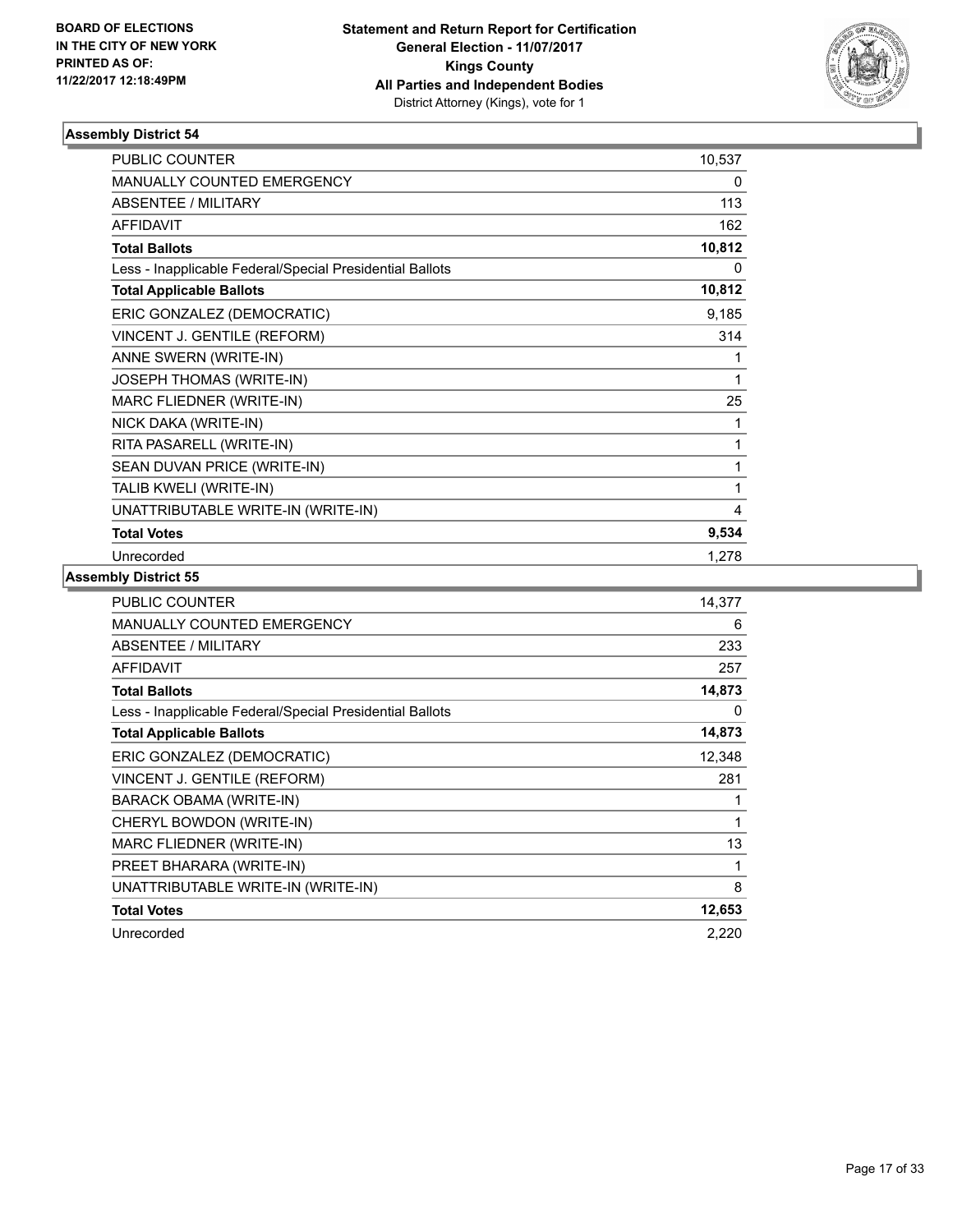BOARD OF ELECTIONS
IN THE CITY OF NEW YORK
PRINTED AS OF:
11/22/2017 12:18:49PM

**Statement and Return Report for Certification**
**General Election - 11/07/2017**
**Kings County**
**All Parties and Independent Bodies**
District Attorney (Kings), vote for 1

### Assembly District 54

| | |
|---|---|
| PUBLIC COUNTER | 10,537 |
| MANUALLY COUNTED EMERGENCY | 0 |
| ABSENTEE / MILITARY | 113 |
| AFFIDAVIT | 162 |
| **Total Ballots** | **10,812** |
| Less - Inapplicable Federal/Special Presidential Ballots | 0 |
| **Total Applicable Ballots** | **10,812** |
| ERIC GONZALEZ (DEMOCRATIC) | 9,185 |
| VINCENT J. GENTILE (REFORM) | 314 |
| ANNE SWERN (WRITE-IN) | 1 |
| JOSEPH THOMAS (WRITE-IN) | 1 |
| MARC FLIEDNER (WRITE-IN) | 25 |
| NICK DAKA (WRITE-IN) | 1 |
| RITA PASARELL (WRITE-IN) | 1 |
| SEAN DUVAN PRICE (WRITE-IN) | 1 |
| TALIB KWELI (WRITE-IN) | 1 |
| UNATTRIBUTABLE WRITE-IN (WRITE-IN) | 4 |
| **Total Votes** | **9,534** |
| Unrecorded | 1,278 |

### Assembly District 55

| | |
|---|---|
| PUBLIC COUNTER | 14,377 |
| MANUALLY COUNTED EMERGENCY | 6 |
| ABSENTEE / MILITARY | 233 |
| AFFIDAVIT | 257 |
| **Total Ballots** | **14,873** |
| Less - Inapplicable Federal/Special Presidential Ballots | 0 |
| **Total Applicable Ballots** | **14,873** |
| ERIC GONZALEZ (DEMOCRATIC) | 12,348 |
| VINCENT J. GENTILE (REFORM) | 281 |
| BARACK OBAMA (WRITE-IN) | 1 |
| CHERYL BOWDON (WRITE-IN) | 1 |
| MARC FLIEDNER (WRITE-IN) | 13 |
| PREET BHARARA (WRITE-IN) | 1 |
| UNATTRIBUTABLE WRITE-IN (WRITE-IN) | 8 |
| **Total Votes** | **12,653** |
| Unrecorded | 2,220 |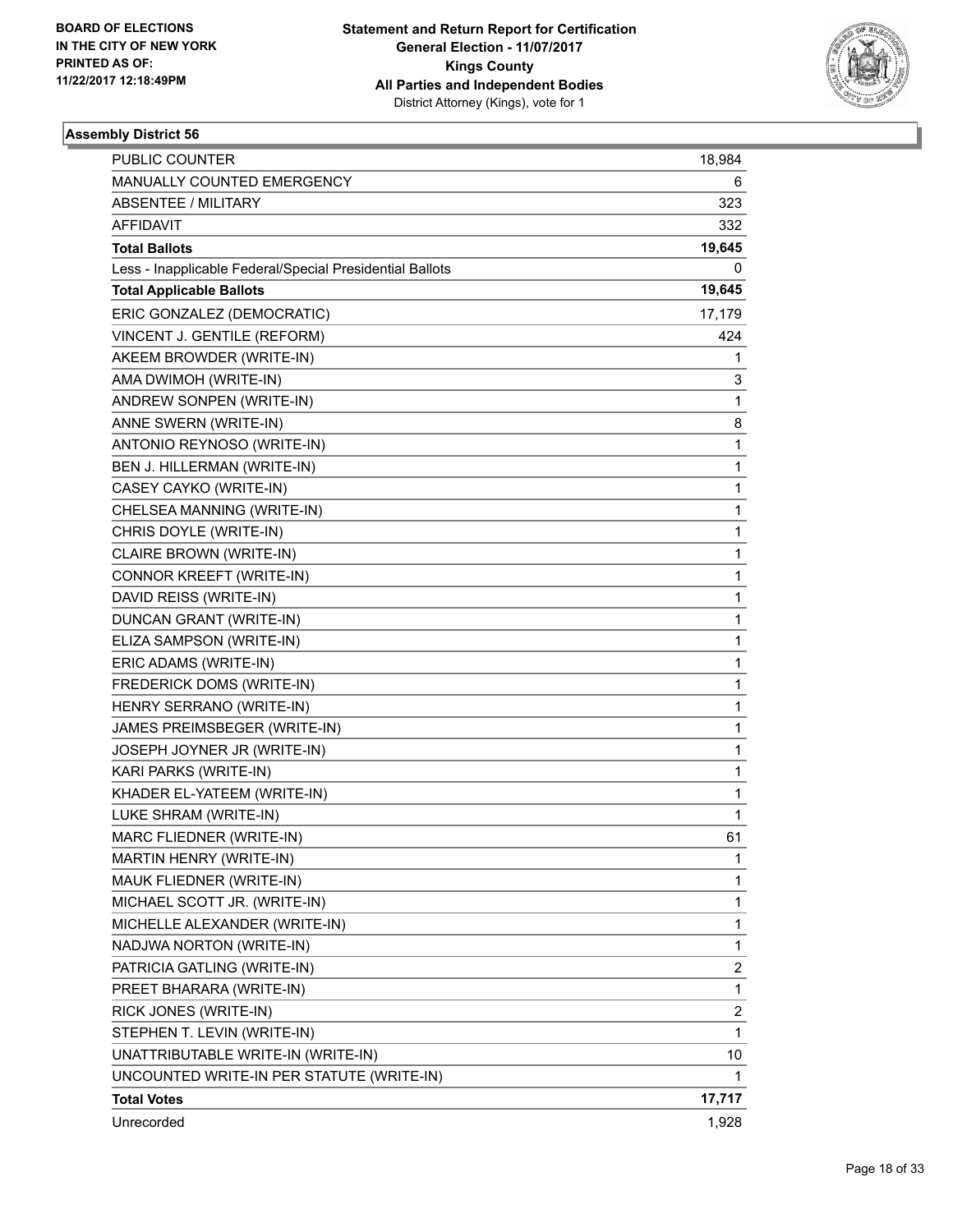**BOARD OF ELECTIONS IN THE CITY OF NEW YORK PRINTED AS OF: 11/22/2017 12:18:49PM**

**Statement and Return Report for Certification**
**General Election - 11/07/2017**
**Kings County**
**All Parties and Independent Bodies**
District Attorney (Kings), vote for 1

### Assembly District 56

| | |
|---|---|
| PUBLIC COUNTER | 18,984 |
| MANUALLY COUNTED EMERGENCY | 6 |
| ABSENTEE / MILITARY | 323 |
| AFFIDAVIT | 332 |
| **Total Ballots** | **19,645** |
| Less - Inapplicable Federal/Special Presidential Ballots | 0 |
| **Total Applicable Ballots** | **19,645** |
| ERIC GONZALEZ (DEMOCRATIC) | 17,179 |
| VINCENT J. GENTILE (REFORM) | 424 |
| AKEEM BROWDER (WRITE-IN) | 1 |
| AMA DWIMOH (WRITE-IN) | 3 |
| ANDREW SONPEN (WRITE-IN) | 1 |
| ANNE SWERN (WRITE-IN) | 8 |
| ANTONIO REYNOSO (WRITE-IN) | 1 |
| BEN J. HILLERMAN (WRITE-IN) | 1 |
| CASEY CAYKO (WRITE-IN) | 1 |
| CHELSEA MANNING (WRITE-IN) | 1 |
| CHRIS DOYLE (WRITE-IN) | 1 |
| CLAIRE BROWN (WRITE-IN) | 1 |
| CONNOR KREEFT (WRITE-IN) | 1 |
| DAVID REISS (WRITE-IN) | 1 |
| DUNCAN GRANT (WRITE-IN) | 1 |
| ELIZA SAMPSON (WRITE-IN) | 1 |
| ERIC ADAMS (WRITE-IN) | 1 |
| FREDERICK DOMS (WRITE-IN) | 1 |
| HENRY SERRANO (WRITE-IN) | 1 |
| JAMES PREIMSBEGER (WRITE-IN) | 1 |
| JOSEPH JOYNER JR (WRITE-IN) | 1 |
| KARI PARKS (WRITE-IN) | 1 |
| KHADER EL-YATEEM (WRITE-IN) | 1 |
| LUKE SHRAM (WRITE-IN) | 1 |
| MARC FLIEDNER (WRITE-IN) | 61 |
| MARTIN HENRY (WRITE-IN) | 1 |
| MAUK FLIEDNER (WRITE-IN) | 1 |
| MICHAEL SCOTT JR. (WRITE-IN) | 1 |
| MICHELLE ALEXANDER (WRITE-IN) | 1 |
| NADJWA NORTON (WRITE-IN) | 1 |
| PATRICIA GATLING (WRITE-IN) | 2 |
| PREET BHARARA (WRITE-IN) | 1 |
| RICK JONES (WRITE-IN) | 2 |
| STEPHEN T. LEVIN (WRITE-IN) | 1 |
| UNATTRIBUTABLE WRITE-IN (WRITE-IN) | 10 |
| UNCOUNTED WRITE-IN PER STATUTE (WRITE-IN) | 1 |
| **Total Votes** | **17,717** |
| Unrecorded | 1,928 |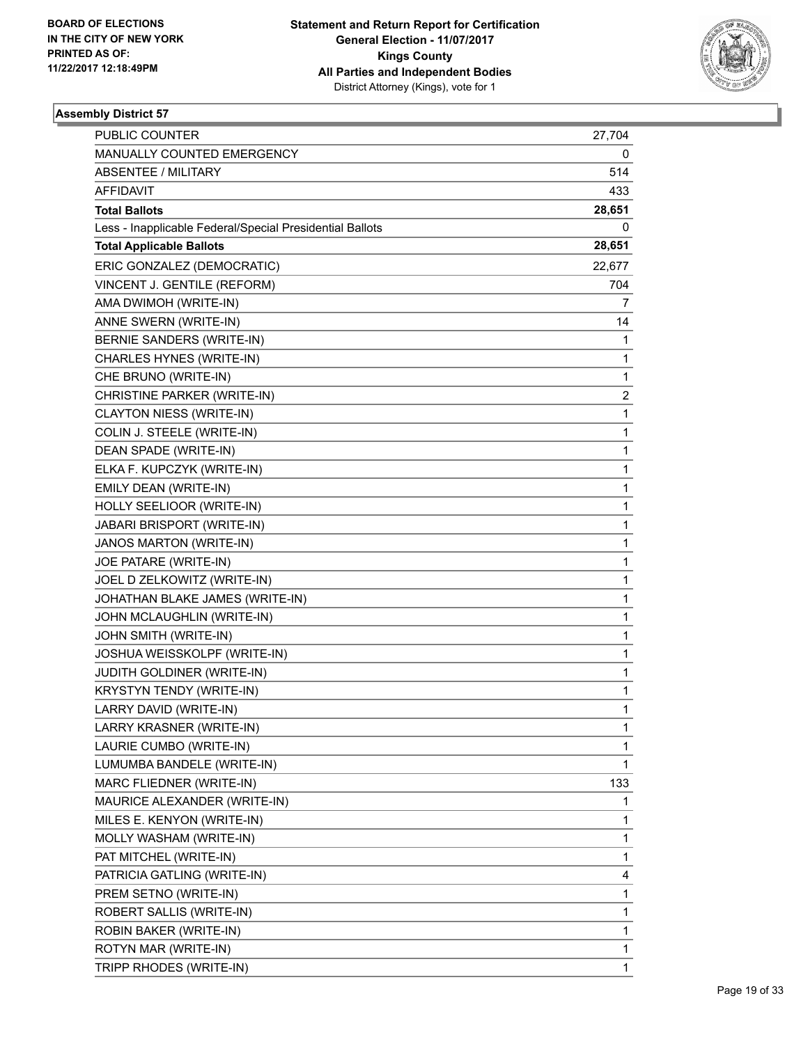BOARD OF ELECTIONS
IN THE CITY OF NEW YORK
PRINTED AS OF:
11/22/2017 12:18:49PM

**Statement and Return Report for Certification**
**General Election - 11/07/2017**
**Kings County**
**All Parties and Independent Bodies**
District Attorney (Kings), vote for 1

**Assembly District 57**

| | |
|---|---|
| PUBLIC COUNTER | 27,704 |
| MANUALLY COUNTED EMERGENCY | 0 |
| ABSENTEE / MILITARY | 514 |
| AFFIDAVIT | 433 |
| **Total Ballots** | **28,651** |
| Less - Inapplicable Federal/Special Presidential Ballots | 0 |
| **Total Applicable Ballots** | **28,651** |
| ERIC GONZALEZ (DEMOCRATIC) | 22,677 |
| VINCENT J. GENTILE (REFORM) | 704 |
| AMA DWIMOH (WRITE-IN) | 7 |
| ANNE SWERN (WRITE-IN) | 14 |
| BERNIE SANDERS (WRITE-IN) | 1 |
| CHARLES HYNES (WRITE-IN) | 1 |
| CHE BRUNO (WRITE-IN) | 1 |
| CHRISTINE PARKER (WRITE-IN) | 2 |
| CLAYTON NIESS (WRITE-IN) | 1 |
| COLIN J. STEELE (WRITE-IN) | 1 |
| DEAN SPADE (WRITE-IN) | 1 |
| ELKA F. KUPCZYK (WRITE-IN) | 1 |
| EMILY DEAN (WRITE-IN) | 1 |
| HOLLY SEELIOOR (WRITE-IN) | 1 |
| JABARI BRISPORT (WRITE-IN) | 1 |
| JANOS MARTON (WRITE-IN) | 1 |
| JOE PATARE (WRITE-IN) | 1 |
| JOEL D ZELKOWITZ (WRITE-IN) | 1 |
| JOHATHAN BLAKE JAMES (WRITE-IN) | 1 |
| JOHN MCLAUGHLIN (WRITE-IN) | 1 |
| JOHN SMITH (WRITE-IN) | 1 |
| JOSHUA WEISSKOLPF (WRITE-IN) | 1 |
| JUDITH GOLDINER (WRITE-IN) | 1 |
| KRYSTYN TENDY (WRITE-IN) | 1 |
| LARRY DAVID (WRITE-IN) | 1 |
| LARRY KRASNER (WRITE-IN) | 1 |
| LAURIE CUMBO (WRITE-IN) | 1 |
| LUMUMBA BANDELE (WRITE-IN) | 1 |
| MARC FLIEDNER (WRITE-IN) | 133 |
| MAURICE ALEXANDER (WRITE-IN) | 1 |
| MILES E. KENYON (WRITE-IN) | 1 |
| MOLLY WASHAM (WRITE-IN) | 1 |
| PAT MITCHEL (WRITE-IN) | 1 |
| PATRICIA GATLING (WRITE-IN) | 4 |
| PREM SETNO (WRITE-IN) | 1 |
| ROBERT SALLIS (WRITE-IN) | 1 |
| ROBIN BAKER (WRITE-IN) | 1 |
| ROTYN MAR (WRITE-IN) | 1 |
| TRIPP RHODES (WRITE-IN) | 1 |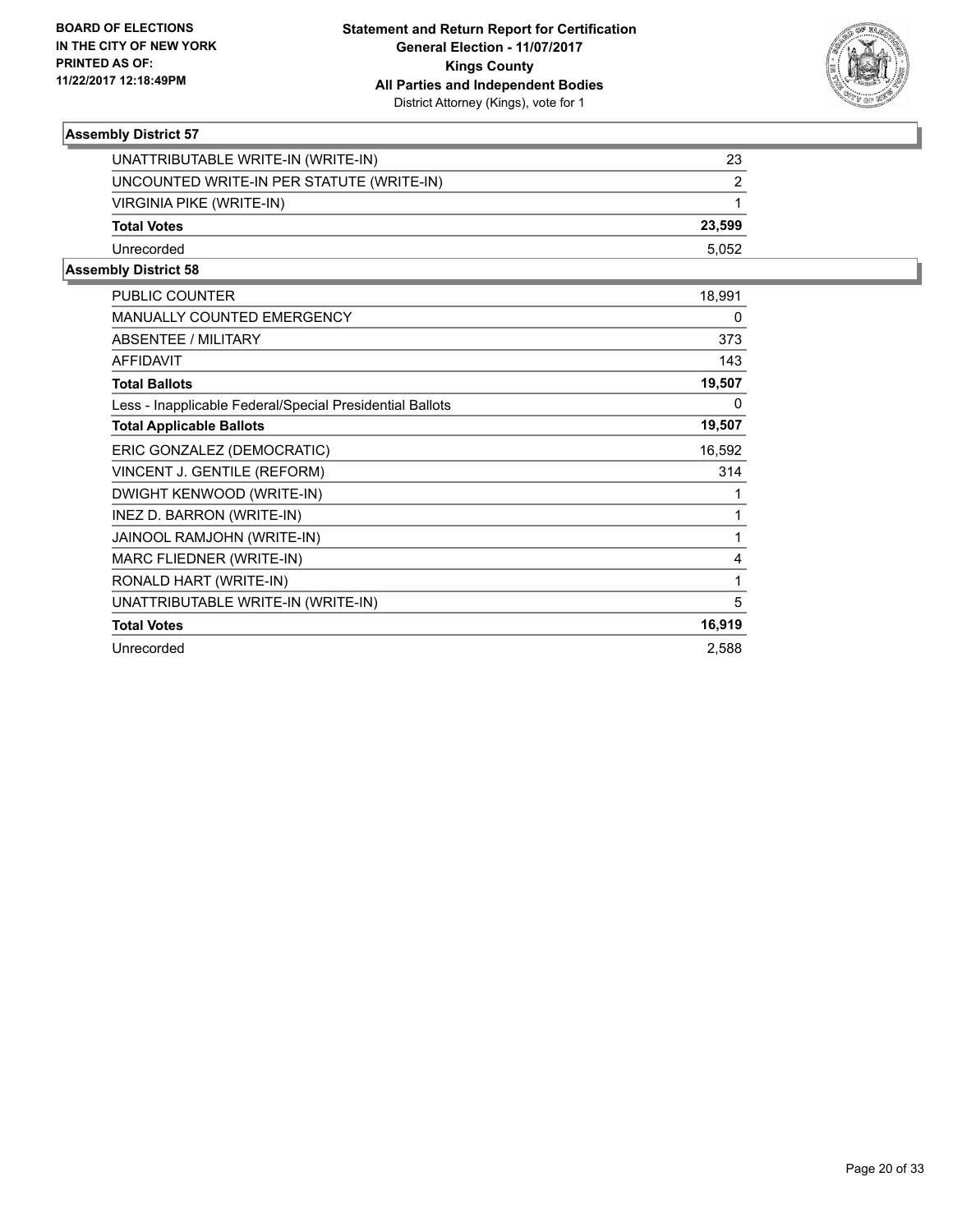**Statement and Return Report for Certification**
**General Election - 11/07/2017**
**Kings County**
**All Parties and Independent Bodies**
District Attorney (Kings), vote for 1

BOARD OF ELECTIONS IN THE CITY OF NEW YORK
PRINTED AS OF: 11/22/2017 12:18:49PM

### Assembly District 57

| | |
|---|---|
| UNATTRIBUTABLE WRITE-IN (WRITE-IN) | 23 |
| UNCOUNTED WRITE-IN PER STATUTE (WRITE-IN) | 2 |
| VIRGINIA PIKE (WRITE-IN) | 1 |
| **Total Votes** | **23,599** |
| Unrecorded | 5,052 |

### Assembly District 58

| | |
|---|---|
| PUBLIC COUNTER | 18,991 |
| MANUALLY COUNTED EMERGENCY | 0 |
| ABSENTEE / MILITARY | 373 |
| AFFIDAVIT | 143 |
| **Total Ballots** | **19,507** |
| Less - Inapplicable Federal/Special Presidential Ballots | 0 |
| **Total Applicable Ballots** | **19,507** |
| ERIC GONZALEZ (DEMOCRATIC) | 16,592 |
| VINCENT J. GENTILE (REFORM) | 314 |
| DWIGHT KENWOOD (WRITE-IN) | 1 |
| INEZ D. BARRON (WRITE-IN) | 1 |
| JAINOOL RAMJOHN (WRITE-IN) | 1 |
| MARC FLIEDNER (WRITE-IN) | 4 |
| RONALD HART (WRITE-IN) | 1 |
| UNATTRIBUTABLE WRITE-IN (WRITE-IN) | 5 |
| **Total Votes** | **16,919** |
| Unrecorded | 2,588 |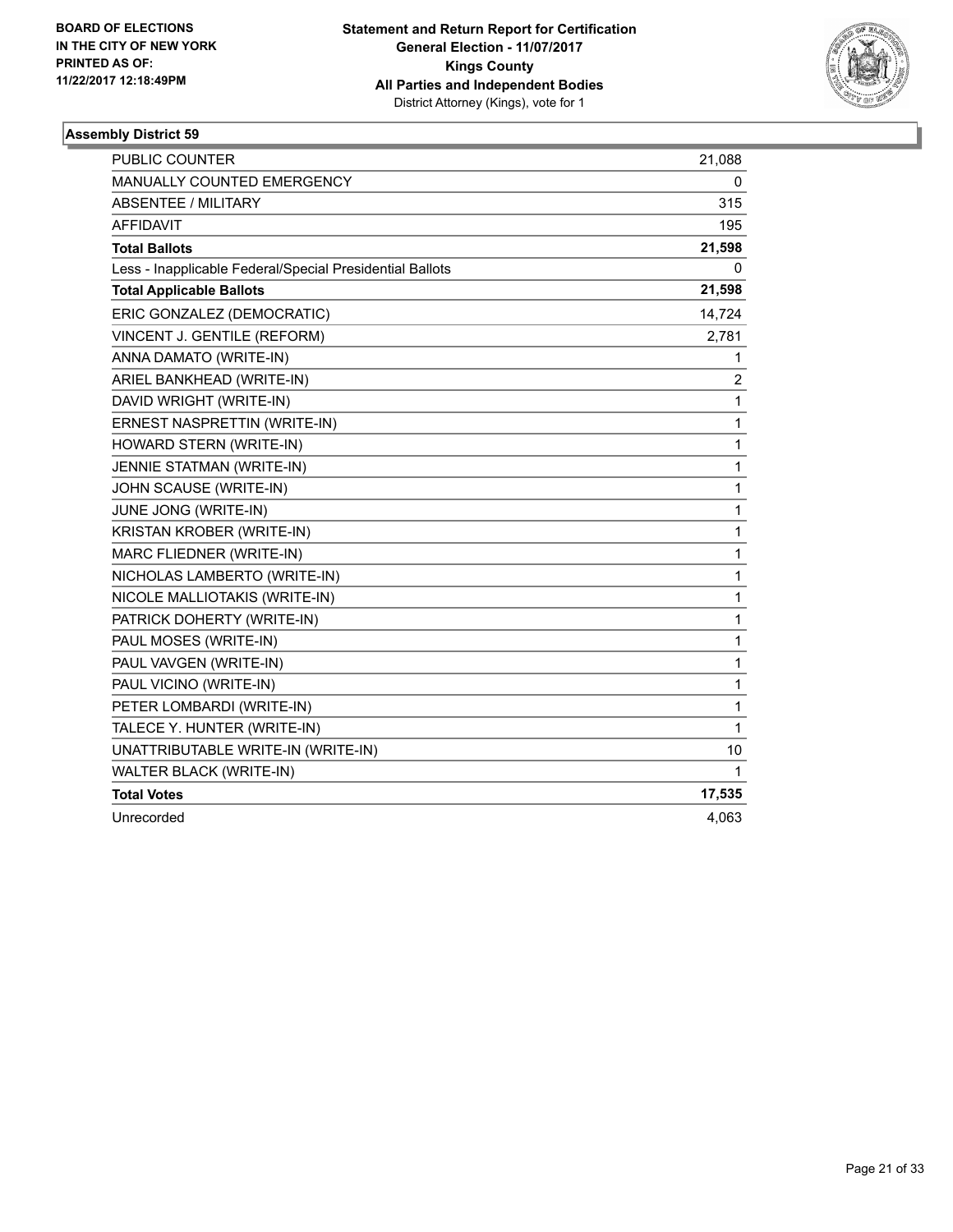**BOARD OF ELECTIONS IN THE CITY OF NEW YORK PRINTED AS OF: 11/22/2017 12:18:49PM**

**Statement and Return Report for Certification General Election - 11/07/2017 Kings County All Parties and Independent Bodies**
District Attorney (Kings), vote for 1

### Assembly District 59

| | |
|---|---|
| PUBLIC COUNTER | 21,088 |
| MANUALLY COUNTED EMERGENCY | 0 |
| ABSENTEE / MILITARY | 315 |
| AFFIDAVIT | 195 |
| **Total Ballots** | **21,598** |
| Less - Inapplicable Federal/Special Presidential Ballots | 0 |
| **Total Applicable Ballots** | **21,598** |
| ERIC GONZALEZ (DEMOCRATIC) | 14,724 |
| VINCENT J. GENTILE (REFORM) | 2,781 |
| ANNA DAMATO (WRITE-IN) | 1 |
| ARIEL BANKHEAD (WRITE-IN) | 2 |
| DAVID WRIGHT (WRITE-IN) | 1 |
| ERNEST NASPRETTIN (WRITE-IN) | 1 |
| HOWARD STERN (WRITE-IN) | 1 |
| JENNIE STATMAN (WRITE-IN) | 1 |
| JOHN SCAUSE (WRITE-IN) | 1 |
| JUNE JONG (WRITE-IN) | 1 |
| KRISTAN KROBER (WRITE-IN) | 1 |
| MARC FLIEDNER (WRITE-IN) | 1 |
| NICHOLAS LAMBERTO (WRITE-IN) | 1 |
| NICOLE MALLIOTAKIS (WRITE-IN) | 1 |
| PATRICK DOHERTY (WRITE-IN) | 1 |
| PAUL MOSES (WRITE-IN) | 1 |
| PAUL VAVGEN (WRITE-IN) | 1 |
| PAUL VICINO (WRITE-IN) | 1 |
| PETER LOMBARDI (WRITE-IN) | 1 |
| TALECE Y. HUNTER (WRITE-IN) | 1 |
| UNATTRIBUTABLE WRITE-IN (WRITE-IN) | 10 |
| WALTER BLACK (WRITE-IN) | 1 |
| **Total Votes** | **17,535** |
| Unrecorded | 4,063 |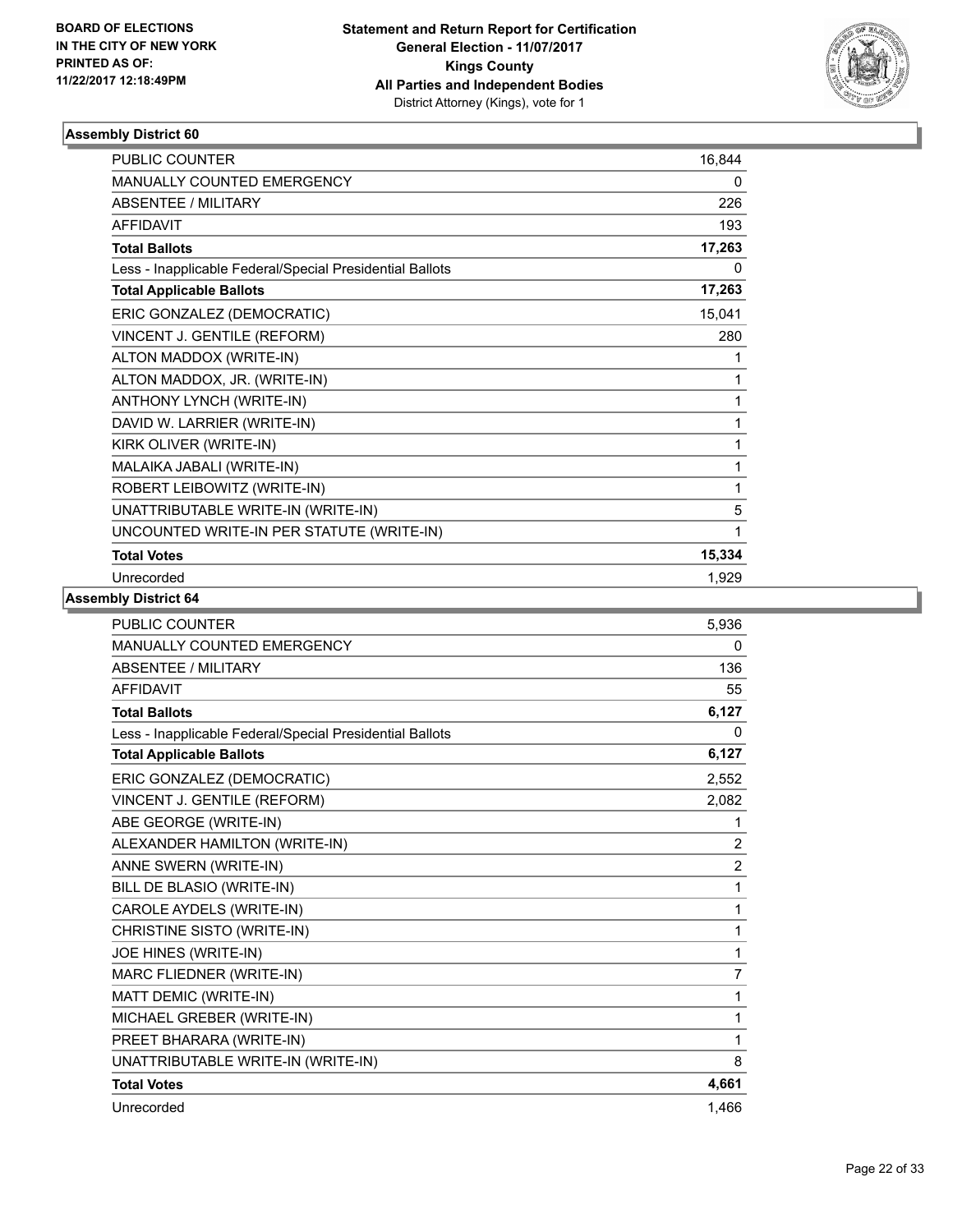BOARD OF ELECTIONS
IN THE CITY OF NEW YORK
PRINTED AS OF:
11/22/2017 12:18:49PM

**Statement and Return Report for Certification**
**General Election - 11/07/2017**
**Kings County**
**All Parties and Independent Bodies**
District Attorney (Kings), vote for 1

### Assembly District 60

| | |
|---|---|
| PUBLIC COUNTER | 16,844 |
| MANUALLY COUNTED EMERGENCY | 0 |
| ABSENTEE / MILITARY | 226 |
| AFFIDAVIT | 193 |
| **Total Ballots** | **17,263** |
| Less - Inapplicable Federal/Special Presidential Ballots | 0 |
| **Total Applicable Ballots** | **17,263** |
| ERIC GONZALEZ (DEMOCRATIC) | 15,041 |
| VINCENT J. GENTILE (REFORM) | 280 |
| ALTON MADDOX (WRITE-IN) | 1 |
| ALTON MADDOX, JR. (WRITE-IN) | 1 |
| ANTHONY LYNCH (WRITE-IN) | 1 |
| DAVID W. LARRIER (WRITE-IN) | 1 |
| KIRK OLIVER (WRITE-IN) | 1 |
| MALAIKA JABALI (WRITE-IN) | 1 |
| ROBERT LEIBOWITZ (WRITE-IN) | 1 |
| UNATTRIBUTABLE WRITE-IN (WRITE-IN) | 5 |
| UNCOUNTED WRITE-IN PER STATUTE (WRITE-IN) | 1 |
| **Total Votes** | **15,334** |
| Unrecorded | 1,929 |

### Assembly District 64

| | |
|---|---|
| PUBLIC COUNTER | 5,936 |
| MANUALLY COUNTED EMERGENCY | 0 |
| ABSENTEE / MILITARY | 136 |
| AFFIDAVIT | 55 |
| **Total Ballots** | **6,127** |
| Less - Inapplicable Federal/Special Presidential Ballots | 0 |
| **Total Applicable Ballots** | **6,127** |
| ERIC GONZALEZ (DEMOCRATIC) | 2,552 |
| VINCENT J. GENTILE (REFORM) | 2,082 |
| ABE GEORGE (WRITE-IN) | 1 |
| ALEXANDER HAMILTON (WRITE-IN) | 2 |
| ANNE SWERN (WRITE-IN) | 2 |
| BILL DE BLASIO (WRITE-IN) | 1 |
| CAROLE AYDELS (WRITE-IN) | 1 |
| CHRISTINE SISTO (WRITE-IN) | 1 |
| JOE HINES (WRITE-IN) | 1 |
| MARC FLIEDNER (WRITE-IN) | 7 |
| MATT DEMIC (WRITE-IN) | 1 |
| MICHAEL GREBER (WRITE-IN) | 1 |
| PREET BHARARA (WRITE-IN) | 1 |
| UNATTRIBUTABLE WRITE-IN (WRITE-IN) | 8 |
| **Total Votes** | **4,661** |
| Unrecorded | 1,466 |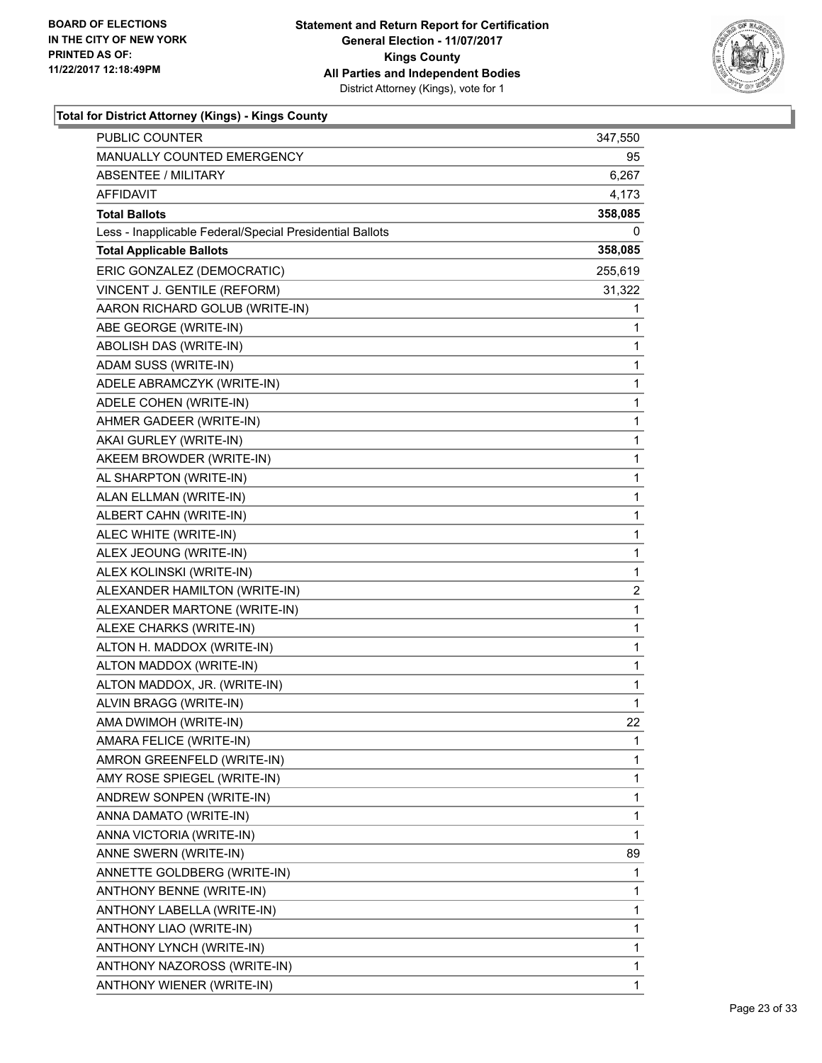**BOARD OF ELECTIONS IN THE CITY OF NEW YORK PRINTED AS OF: 11/22/2017 12:18:49PM**

**Statement and Return Report for Certification**
**General Election - 11/07/2017**
**Kings County**
**All Parties and Independent Bodies**
District Attorney (Kings), vote for 1

### Total for District Attorney (Kings) - Kings County

| | |
|---|---|
| PUBLIC COUNTER | 347,550 |
| MANUALLY COUNTED EMERGENCY | 95 |
| ABSENTEE / MILITARY | 6,267 |
| AFFIDAVIT | 4,173 |
| **Total Ballots** | **358,085** |
| Less - Inapplicable Federal/Special Presidential Ballots | 0 |
| **Total Applicable Ballots** | **358,085** |
| ERIC GONZALEZ (DEMOCRATIC) | 255,619 |
| VINCENT J. GENTILE (REFORM) | 31,322 |
| AARON RICHARD GOLUB (WRITE-IN) | 1 |
| ABE GEORGE (WRITE-IN) | 1 |
| ABOLISH DAS (WRITE-IN) | 1 |
| ADAM SUSS (WRITE-IN) | 1 |
| ADELE ABRAMCZYK (WRITE-IN) | 1 |
| ADELE COHEN (WRITE-IN) | 1 |
| AHMER GADEER (WRITE-IN) | 1 |
| AKAI GURLEY (WRITE-IN) | 1 |
| AKEEM BROWDER (WRITE-IN) | 1 |
| AL SHARPTON (WRITE-IN) | 1 |
| ALAN ELLMAN (WRITE-IN) | 1 |
| ALBERT CAHN (WRITE-IN) | 1 |
| ALEC WHITE (WRITE-IN) | 1 |
| ALEX JEOUNG (WRITE-IN) | 1 |
| ALEX KOLINSKI (WRITE-IN) | 1 |
| ALEXANDER HAMILTON (WRITE-IN) | 2 |
| ALEXANDER MARTONE (WRITE-IN) | 1 |
| ALEXE CHARKS (WRITE-IN) | 1 |
| ALTON H. MADDOX (WRITE-IN) | 1 |
| ALTON MADDOX (WRITE-IN) | 1 |
| ALTON MADDOX, JR. (WRITE-IN) | 1 |
| ALVIN BRAGG (WRITE-IN) | 1 |
| AMA DWIMOH (WRITE-IN) | 22 |
| AMARA FELICE (WRITE-IN) | 1 |
| AMRON GREENFELD (WRITE-IN) | 1 |
| AMY ROSE SPIEGEL (WRITE-IN) | 1 |
| ANDREW SONPEN (WRITE-IN) | 1 |
| ANNA DAMATO (WRITE-IN) | 1 |
| ANNA VICTORIA (WRITE-IN) | 1 |
| ANNE SWERN (WRITE-IN) | 89 |
| ANNETTE GOLDBERG (WRITE-IN) | 1 |
| ANTHONY BENNE (WRITE-IN) | 1 |
| ANTHONY LABELLA (WRITE-IN) | 1 |
| ANTHONY LIAO (WRITE-IN) | 1 |
| ANTHONY LYNCH (WRITE-IN) | 1 |
| ANTHONY NAZOROSS (WRITE-IN) | 1 |
| ANTHONY WIENER (WRITE-IN) | 1 |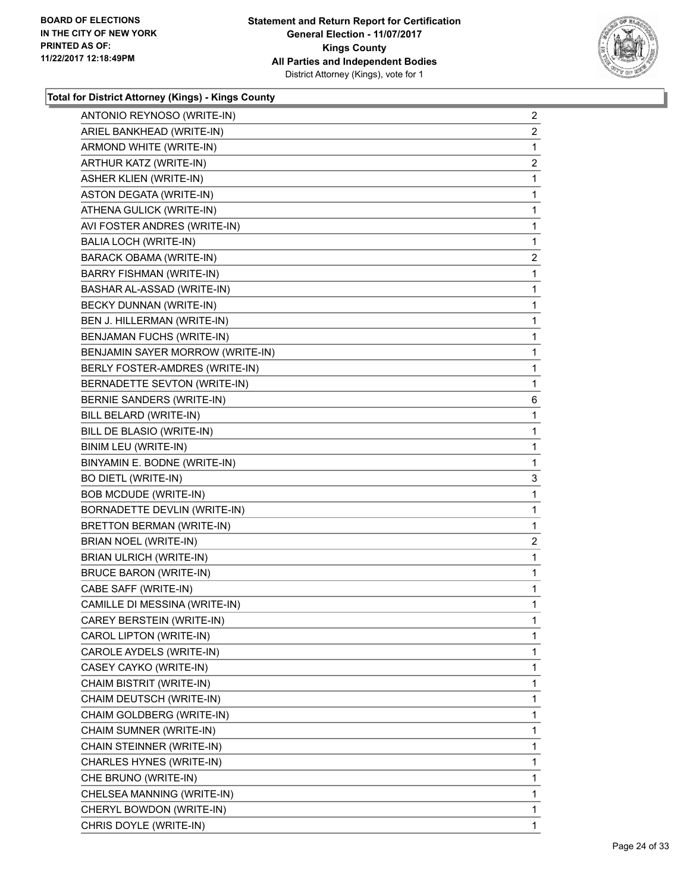**BOARD OF ELECTIONS IN THE CITY OF NEW YORK PRINTED AS OF: 11/22/2017 12:18:49PM**

**Statement and Return Report for Certification General Election - 11/07/2017 Kings County All Parties and Independent Bodies** District Attorney (Kings), vote for 1

**Total for District Attorney (Kings) - Kings County**

| | |
|---|---|
| ANTONIO REYNOSO (WRITE-IN) | 2 |
| ARIEL BANKHEAD (WRITE-IN) | 2 |
| ARMOND WHITE (WRITE-IN) | 1 |
| ARTHUR KATZ (WRITE-IN) | 2 |
| ASHER KLIEN (WRITE-IN) | 1 |
| ASTON DEGATA (WRITE-IN) | 1 |
| ATHENA GULICK (WRITE-IN) | 1 |
| AVI FOSTER ANDRES (WRITE-IN) | 1 |
| BALIA LOCH (WRITE-IN) | 1 |
| BARACK OBAMA (WRITE-IN) | 2 |
| BARRY FISHMAN (WRITE-IN) | 1 |
| BASHAR AL-ASSAD (WRITE-IN) | 1 |
| BECKY DUNNAN (WRITE-IN) | 1 |
| BEN J. HILLERMAN (WRITE-IN) | 1 |
| BENJAMAN FUCHS (WRITE-IN) | 1 |
| BENJAMIN SAYER MORROW (WRITE-IN) | 1 |
| BERLY FOSTER-AMDRES (WRITE-IN) | 1 |
| BERNADETTE SEVTON (WRITE-IN) | 1 |
| BERNIE SANDERS (WRITE-IN) | 6 |
| BILL BELARD (WRITE-IN) | 1 |
| BILL DE BLASIO (WRITE-IN) | 1 |
| BINIM LEU (WRITE-IN) | 1 |
| BINYAMIN E. BODNE (WRITE-IN) | 1 |
| BO DIETL (WRITE-IN) | 3 |
| BOB MCDUDE (WRITE-IN) | 1 |
| BORNADETTE DEVLIN (WRITE-IN) | 1 |
| BRETTON BERMAN (WRITE-IN) | 1 |
| BRIAN NOEL (WRITE-IN) | 2 |
| BRIAN ULRICH (WRITE-IN) | 1 |
| BRUCE BARON (WRITE-IN) | 1 |
| CABE SAFF (WRITE-IN) | 1 |
| CAMILLE DI MESSINA (WRITE-IN) | 1 |
| CAREY BERSTEIN (WRITE-IN) | 1 |
| CAROL LIPTON (WRITE-IN) | 1 |
| CAROLE AYDELS (WRITE-IN) | 1 |
| CASEY CAYKO (WRITE-IN) | 1 |
| CHAIM BISTRIT (WRITE-IN) | 1 |
| CHAIM DEUTSCH (WRITE-IN) | 1 |
| CHAIM GOLDBERG (WRITE-IN) | 1 |
| CHAIM SUMNER (WRITE-IN) | 1 |
| CHAIN STEINNER (WRITE-IN) | 1 |
| CHARLES HYNES (WRITE-IN) | 1 |
| CHE BRUNO (WRITE-IN) | 1 |
| CHELSEA MANNING (WRITE-IN) | 1 |
| CHERYL BOWDON (WRITE-IN) | 1 |
| CHRIS DOYLE (WRITE-IN) | 1 |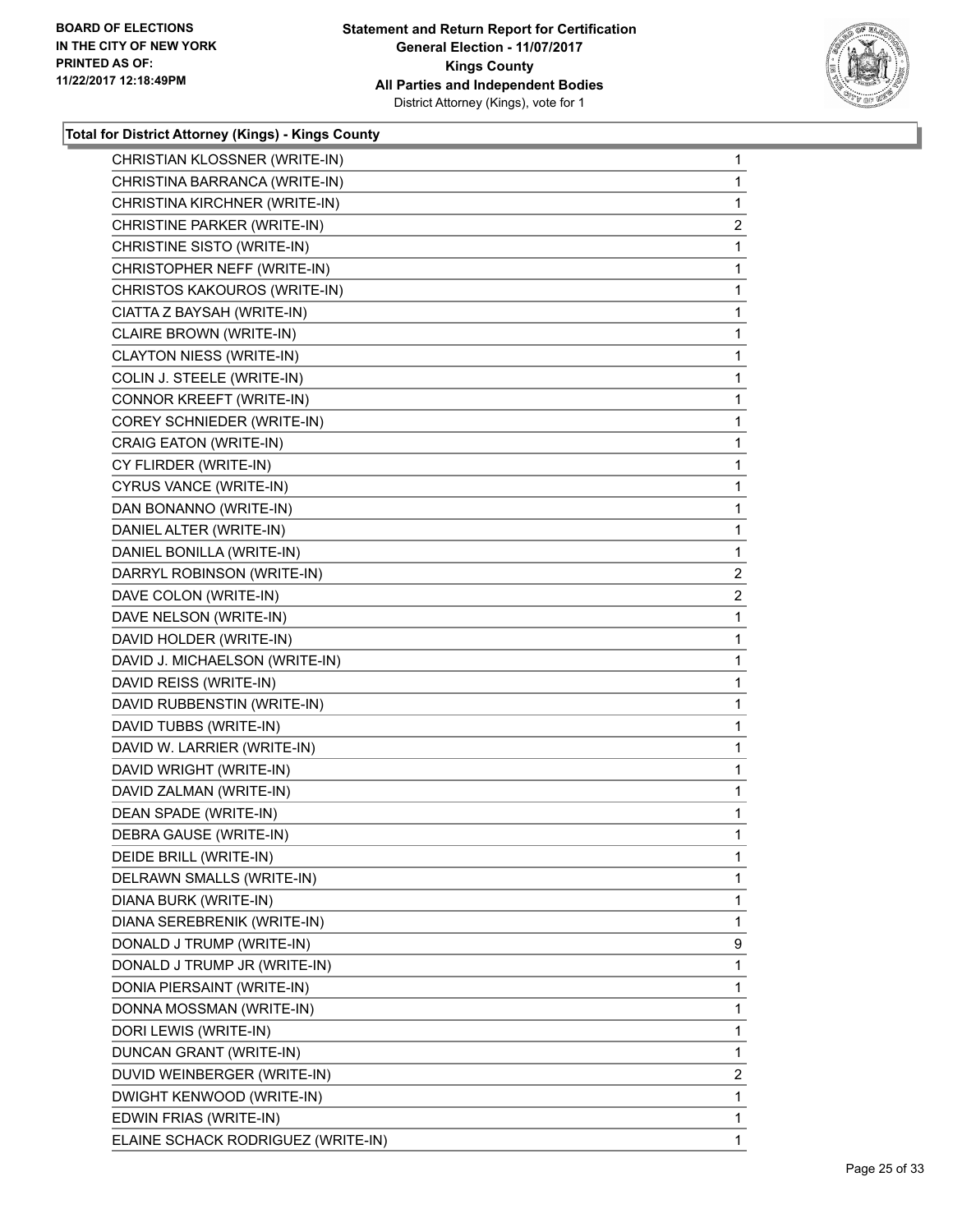**BOARD OF ELECTIONS IN THE CITY OF NEW YORK PRINTED AS OF: 11/22/2017 12:18:49PM**

**Statement and Return Report for Certification General Election - 11/07/2017 Kings County All Parties and Independent Bodies** District Attorney (Kings), vote for 1

### Total for District Attorney (Kings) - Kings County

| | |
|---|---|
| CHRISTIAN KLOSSNER (WRITE-IN) | 1 |
| CHRISTINA BARRANCA (WRITE-IN) | 1 |
| CHRISTINA KIRCHNER (WRITE-IN) | 1 |
| CHRISTINE PARKER (WRITE-IN) | 2 |
| CHRISTINE SISTO (WRITE-IN) | 1 |
| CHRISTOPHER NEFF (WRITE-IN) | 1 |
| CHRISTOS KAKOUROS (WRITE-IN) | 1 |
| CIATTA Z BAYSAH (WRITE-IN) | 1 |
| CLAIRE BROWN (WRITE-IN) | 1 |
| CLAYTON NIESS (WRITE-IN) | 1 |
| COLIN J. STEELE (WRITE-IN) | 1 |
| CONNOR KREEFT (WRITE-IN) | 1 |
| COREY SCHNIEDER (WRITE-IN) | 1 |
| CRAIG EATON (WRITE-IN) | 1 |
| CY FLIRDER (WRITE-IN) | 1 |
| CYRUS VANCE (WRITE-IN) | 1 |
| DAN BONANNO (WRITE-IN) | 1 |
| DANIEL ALTER (WRITE-IN) | 1 |
| DANIEL BONILLA (WRITE-IN) | 1 |
| DARRYL ROBINSON (WRITE-IN) | 2 |
| DAVE COLON (WRITE-IN) | 2 |
| DAVE NELSON (WRITE-IN) | 1 |
| DAVID HOLDER (WRITE-IN) | 1 |
| DAVID J. MICHAELSON (WRITE-IN) | 1 |
| DAVID REISS (WRITE-IN) | 1 |
| DAVID RUBBENSTIN (WRITE-IN) | 1 |
| DAVID TUBBS (WRITE-IN) | 1 |
| DAVID W. LARRIER (WRITE-IN) | 1 |
| DAVID WRIGHT (WRITE-IN) | 1 |
| DAVID ZALMAN (WRITE-IN) | 1 |
| DEAN SPADE (WRITE-IN) | 1 |
| DEBRA GAUSE (WRITE-IN) | 1 |
| DEIDE BRILL (WRITE-IN) | 1 |
| DELRAWN SMALLS (WRITE-IN) | 1 |
| DIANA BURK (WRITE-IN) | 1 |
| DIANA SEREBRENIK (WRITE-IN) | 1 |
| DONALD J TRUMP (WRITE-IN) | 9 |
| DONALD J TRUMP JR (WRITE-IN) | 1 |
| DONIA PIERSAINT (WRITE-IN) | 1 |
| DONNA MOSSMAN (WRITE-IN) | 1 |
| DORI LEWIS (WRITE-IN) | 1 |
| DUNCAN GRANT (WRITE-IN) | 1 |
| DUVID WEINBERGER (WRITE-IN) | 2 |
| DWIGHT KENWOOD (WRITE-IN) | 1 |
| EDWIN FRIAS (WRITE-IN) | 1 |
| ELAINE SCHACK RODRIGUEZ (WRITE-IN) | 1 |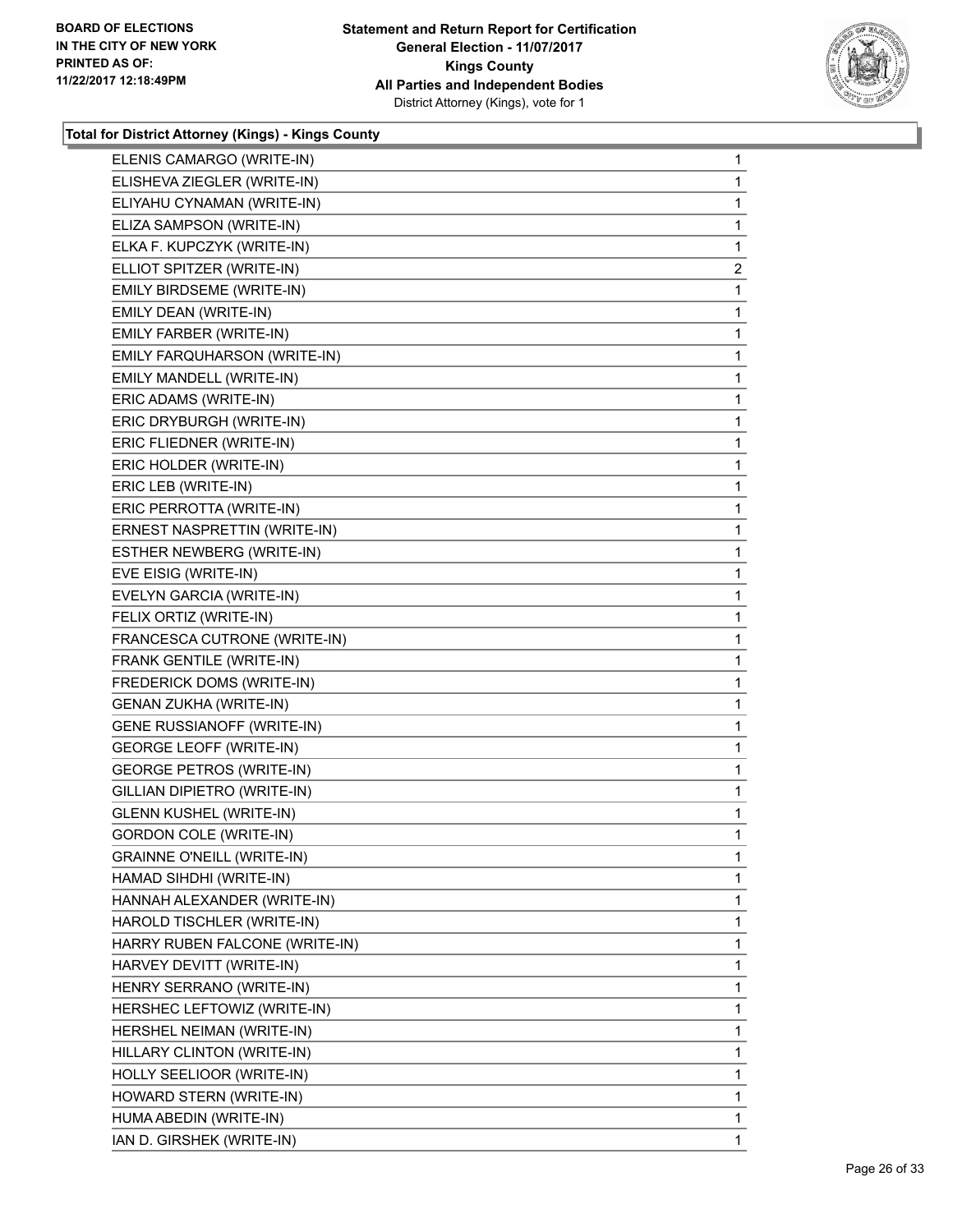**BOARD OF ELECTIONS IN THE CITY OF NEW YORK PRINTED AS OF: 11/22/2017 12:18:49PM**

**Statement and Return Report for Certification General Election - 11/07/2017 Kings County All Parties and Independent Bodies**
District Attorney (Kings), vote for 1

### Total for District Attorney (Kings) - Kings County

| Candidate | Votes |
|---|---|
| ELENIS CAMARGO (WRITE-IN) | 1 |
| ELISHEVA ZIEGLER (WRITE-IN) | 1 |
| ELIYAHU CYNAMAN (WRITE-IN) | 1 |
| ELIZA SAMPSON (WRITE-IN) | 1 |
| ELKA F. KUPCZYK (WRITE-IN) | 1 |
| ELLIOT SPITZER (WRITE-IN) | 2 |
| EMILY BIRDSEME (WRITE-IN) | 1 |
| EMILY DEAN (WRITE-IN) | 1 |
| EMILY FARBER (WRITE-IN) | 1 |
| EMILY FARQUHARSON (WRITE-IN) | 1 |
| EMILY MANDELL (WRITE-IN) | 1 |
| ERIC ADAMS (WRITE-IN) | 1 |
| ERIC DRYBURGH (WRITE-IN) | 1 |
| ERIC FLIEDNER (WRITE-IN) | 1 |
| ERIC HOLDER (WRITE-IN) | 1 |
| ERIC LEB (WRITE-IN) | 1 |
| ERIC PERROTTA (WRITE-IN) | 1 |
| ERNEST NASPRETTIN (WRITE-IN) | 1 |
| ESTHER NEWBERG (WRITE-IN) | 1 |
| EVE EISIG (WRITE-IN) | 1 |
| EVELYN GARCIA (WRITE-IN) | 1 |
| FELIX ORTIZ (WRITE-IN) | 1 |
| FRANCESCA CUTRONE (WRITE-IN) | 1 |
| FRANK GENTILE (WRITE-IN) | 1 |
| FREDERICK DOMS (WRITE-IN) | 1 |
| GENAN ZUKHA (WRITE-IN) | 1 |
| GENE RUSSIANOFF (WRITE-IN) | 1 |
| GEORGE LEOFF (WRITE-IN) | 1 |
| GEORGE PETROS (WRITE-IN) | 1 |
| GILLIAN DIPIETRO (WRITE-IN) | 1 |
| GLENN KUSHEL (WRITE-IN) | 1 |
| GORDON COLE (WRITE-IN) | 1 |
| GRAINNE O'NEILL (WRITE-IN) | 1 |
| HAMAD SIHDHI (WRITE-IN) | 1 |
| HANNAH ALEXANDER (WRITE-IN) | 1 |
| HAROLD TISCHLER (WRITE-IN) | 1 |
| HARRY RUBEN FALCONE (WRITE-IN) | 1 |
| HARVEY DEVITT (WRITE-IN) | 1 |
| HENRY SERRANO (WRITE-IN) | 1 |
| HERSHEC LEFTOWIZ (WRITE-IN) | 1 |
| HERSHEL NEIMAN (WRITE-IN) | 1 |
| HILLARY CLINTON (WRITE-IN) | 1 |
| HOLLY SEELIOOR (WRITE-IN) | 1 |
| HOWARD STERN (WRITE-IN) | 1 |
| HUMA ABEDIN (WRITE-IN) | 1 |
| IAN D. GIRSHEK (WRITE-IN) | 1 |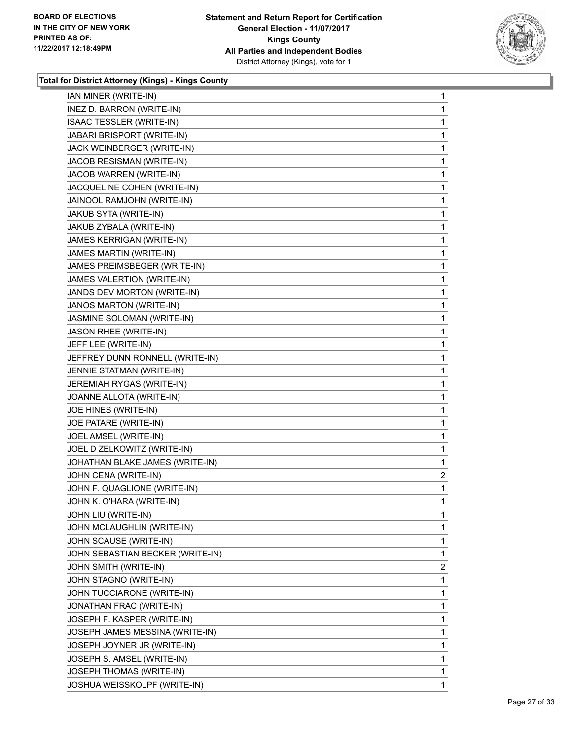**Total for District Attorney (Kings) - Kings County**

| | |
|---|---|
| IAN MINER (WRITE-IN) | 1 |
| INEZ D. BARRON (WRITE-IN) | 1 |
| ISAAC TESSLER (WRITE-IN) | 1 |
| JABARI BRISPORT (WRITE-IN) | 1 |
| JACK WEINBERGER (WRITE-IN) | 1 |
| JACOB RESISMAN (WRITE-IN) | 1 |
| JACOB WARREN (WRITE-IN) | 1 |
| JACQUELINE COHEN (WRITE-IN) | 1 |
| JAINOOL RAMJOHN (WRITE-IN) | 1 |
| JAKUB SYTA (WRITE-IN) | 1 |
| JAKUB ZYBALA (WRITE-IN) | 1 |
| JAMES KERRIGAN (WRITE-IN) | 1 |
| JAMES MARTIN (WRITE-IN) | 1 |
| JAMES PREIMSBEGER (WRITE-IN) | 1 |
| JAMES VALERTION (WRITE-IN) | 1 |
| JANDS DEV MORTON (WRITE-IN) | 1 |
| JANOS MARTON (WRITE-IN) | 1 |
| JASMINE SOLOMAN (WRITE-IN) | 1 |
| JASON RHEE (WRITE-IN) | 1 |
| JEFF LEE (WRITE-IN) | 1 |
| JEFFREY DUNN RONNELL (WRITE-IN) | 1 |
| JENNIE STATMAN (WRITE-IN) | 1 |
| JEREMIAH RYGAS (WRITE-IN) | 1 |
| JOANNE ALLOTA (WRITE-IN) | 1 |
| JOE HINES (WRITE-IN) | 1 |
| JOE PATARE (WRITE-IN) | 1 |
| JOEL AMSEL (WRITE-IN) | 1 |
| JOEL D ZELKOWITZ (WRITE-IN) | 1 |
| JOHATHAN BLAKE JAMES (WRITE-IN) | 1 |
| JOHN CENA (WRITE-IN) | 2 |
| JOHN F. QUAGLIONE (WRITE-IN) | 1 |
| JOHN K. O'HARA (WRITE-IN) | 1 |
| JOHN LIU (WRITE-IN) | 1 |
| JOHN MCLAUGHLIN (WRITE-IN) | 1 |
| JOHN SCAUSE (WRITE-IN) | 1 |
| JOHN SEBASTIAN BECKER (WRITE-IN) | 1 |
| JOHN SMITH (WRITE-IN) | 2 |
| JOHN STAGNO (WRITE-IN) | 1 |
| JOHN TUCCIARONE (WRITE-IN) | 1 |
| JONATHAN FRAC (WRITE-IN) | 1 |
| JOSEPH F. KASPER (WRITE-IN) | 1 |
| JOSEPH JAMES MESSINA (WRITE-IN) | 1 |
| JOSEPH JOYNER JR (WRITE-IN) | 1 |
| JOSEPH S. AMSEL (WRITE-IN) | 1 |
| JOSEPH THOMAS (WRITE-IN) | 1 |
| JOSHUA WEISSKOLPF (WRITE-IN) | 1 |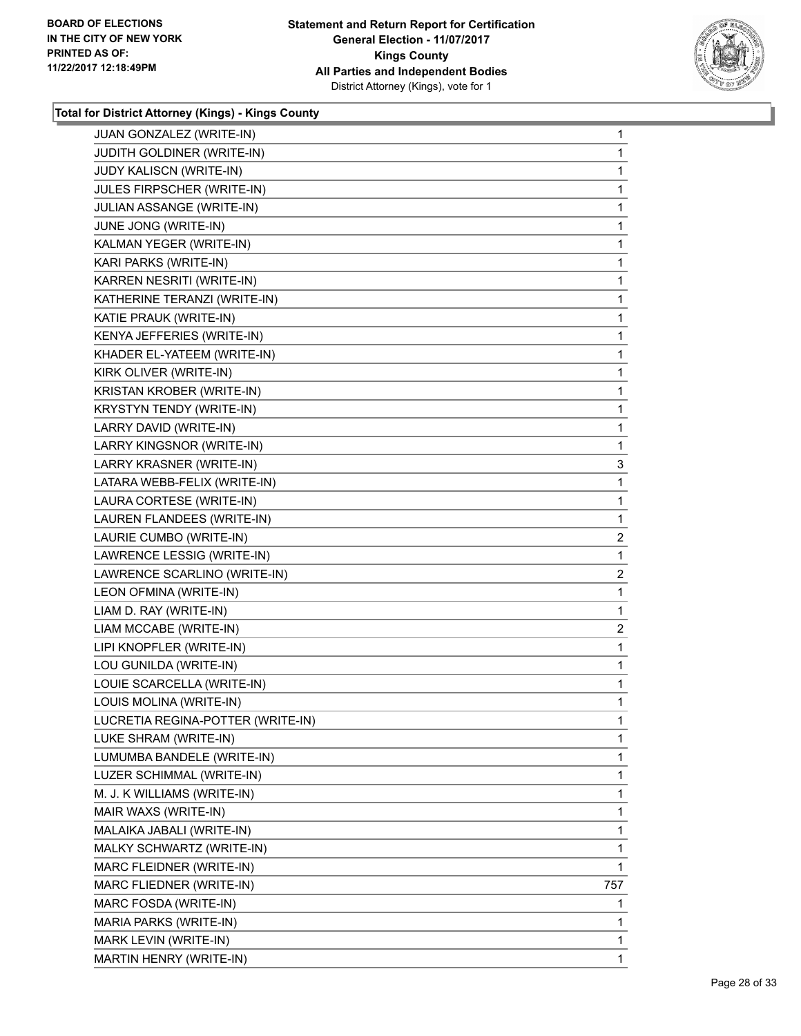**Total for District Attorney (Kings) - Kings County**

| | |
|---|---|
| JUAN GONZALEZ (WRITE-IN) | 1 |
| JUDITH GOLDINER (WRITE-IN) | 1 |
| JUDY KALISCN (WRITE-IN) | 1 |
| JULES FIRPSCHER (WRITE-IN) | 1 |
| JULIAN ASSANGE (WRITE-IN) | 1 |
| JUNE JONG (WRITE-IN) | 1 |
| KALMAN YEGER (WRITE-IN) | 1 |
| KARI PARKS (WRITE-IN) | 1 |
| KARREN NESRITI (WRITE-IN) | 1 |
| KATHERINE TERANZI (WRITE-IN) | 1 |
| KATIE PRAUK (WRITE-IN) | 1 |
| KENYA JEFFERIES (WRITE-IN) | 1 |
| KHADER EL-YATEEM (WRITE-IN) | 1 |
| KIRK OLIVER (WRITE-IN) | 1 |
| KRISTAN KROBER (WRITE-IN) | 1 |
| KRYSTYN TENDY (WRITE-IN) | 1 |
| LARRY DAVID (WRITE-IN) | 1 |
| LARRY KINGSNOR (WRITE-IN) | 1 |
| LARRY KRASNER (WRITE-IN) | 3 |
| LATARA WEBB-FELIX (WRITE-IN) | 1 |
| LAURA CORTESE (WRITE-IN) | 1 |
| LAUREN FLANDEES (WRITE-IN) | 1 |
| LAURIE CUMBO (WRITE-IN) | 2 |
| LAWRENCE LESSIG (WRITE-IN) | 1 |
| LAWRENCE SCARLINO (WRITE-IN) | 2 |
| LEON OFMINA (WRITE-IN) | 1 |
| LIAM D. RAY (WRITE-IN) | 1 |
| LIAM MCCABE (WRITE-IN) | 2 |
| LIPI KNOPFLER (WRITE-IN) | 1 |
| LOU GUNILDA (WRITE-IN) | 1 |
| LOUIE SCARCELLA (WRITE-IN) | 1 |
| LOUIS MOLINA (WRITE-IN) | 1 |
| LUCRETIA REGINA-POTTER (WRITE-IN) | 1 |
| LUKE SHRAM (WRITE-IN) | 1 |
| LUMUMBA BANDELE (WRITE-IN) | 1 |
| LUZER SCHIMMAL (WRITE-IN) | 1 |
| M. J. K WILLIAMS (WRITE-IN) | 1 |
| MAIR WAXS (WRITE-IN) | 1 |
| MALAIKA JABALI (WRITE-IN) | 1 |
| MALKY SCHWARTZ (WRITE-IN) | 1 |
| MARC FLEIDNER (WRITE-IN) | 1 |
| MARC FLIEDNER (WRITE-IN) | 757 |
| MARC FOSDA (WRITE-IN) | 1 |
| MARIA PARKS (WRITE-IN) | 1 |
| MARK LEVIN (WRITE-IN) | 1 |
| MARTIN HENRY (WRITE-IN) | 1 |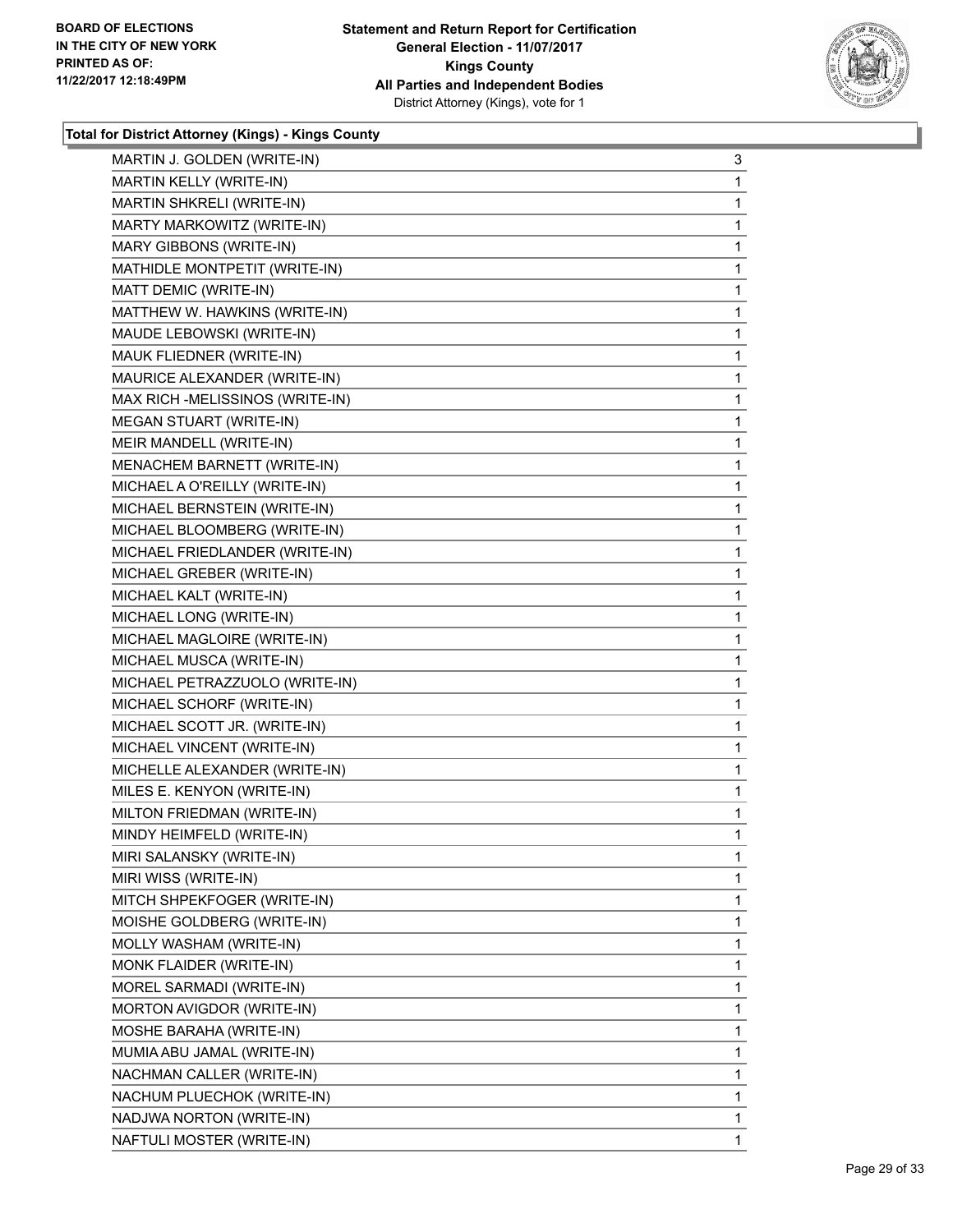**BOARD OF ELECTIONS IN THE CITY OF NEW YORK PRINTED AS OF: 11/22/2017 12:18:49PM**

**Statement and Return Report for Certification General Election - 11/07/2017 Kings County All Parties and Independent Bodies** District Attorney (Kings), vote for 1

### Total for District Attorney (Kings) - Kings County

| | |
|---|---|
| MARTIN J. GOLDEN (WRITE-IN) | 3 |
| MARTIN KELLY (WRITE-IN) | 1 |
| MARTIN SHKRELI (WRITE-IN) | 1 |
| MARTY MARKOWITZ (WRITE-IN) | 1 |
| MARY GIBBONS (WRITE-IN) | 1 |
| MATHIDLE MONTPETIT (WRITE-IN) | 1 |
| MATT DEMIC (WRITE-IN) | 1 |
| MATTHEW W. HAWKINS (WRITE-IN) | 1 |
| MAUDE LEBOWSKI (WRITE-IN) | 1 |
| MAUK FLIEDNER (WRITE-IN) | 1 |
| MAURICE ALEXANDER (WRITE-IN) | 1 |
| MAX RICH -MELISSINOS (WRITE-IN) | 1 |
| MEGAN STUART (WRITE-IN) | 1 |
| MEIR MANDELL (WRITE-IN) | 1 |
| MENACHEM BARNETT (WRITE-IN) | 1 |
| MICHAEL A O'REILLY (WRITE-IN) | 1 |
| MICHAEL BERNSTEIN (WRITE-IN) | 1 |
| MICHAEL BLOOMBERG (WRITE-IN) | 1 |
| MICHAEL FRIEDLANDER (WRITE-IN) | 1 |
| MICHAEL GREBER (WRITE-IN) | 1 |
| MICHAEL KALT (WRITE-IN) | 1 |
| MICHAEL LONG (WRITE-IN) | 1 |
| MICHAEL MAGLOIRE (WRITE-IN) | 1 |
| MICHAEL MUSCA (WRITE-IN) | 1 |
| MICHAEL PETRAZZUOLO (WRITE-IN) | 1 |
| MICHAEL SCHORF (WRITE-IN) | 1 |
| MICHAEL SCOTT JR. (WRITE-IN) | 1 |
| MICHAEL VINCENT (WRITE-IN) | 1 |
| MICHELLE ALEXANDER (WRITE-IN) | 1 |
| MILES E. KENYON (WRITE-IN) | 1 |
| MILTON FRIEDMAN (WRITE-IN) | 1 |
| MINDY HEIMFELD (WRITE-IN) | 1 |
| MIRI SALANSKY (WRITE-IN) | 1 |
| MIRI WISS (WRITE-IN) | 1 |
| MITCH SHPEKFOGER (WRITE-IN) | 1 |
| MOISHE GOLDBERG (WRITE-IN) | 1 |
| MOLLY WASHAM (WRITE-IN) | 1 |
| MONK FLAIDER (WRITE-IN) | 1 |
| MOREL SARMADI (WRITE-IN) | 1 |
| MORTON AVIGDOR (WRITE-IN) | 1 |
| MOSHE BARAHA (WRITE-IN) | 1 |
| MUMIA ABU JAMAL (WRITE-IN) | 1 |
| NACHMAN CALLER (WRITE-IN) | 1 |
| NACHUM PLUECHOK (WRITE-IN) | 1 |
| NADJWA NORTON (WRITE-IN) | 1 |
| NAFTULI MOSTER (WRITE-IN) | 1 |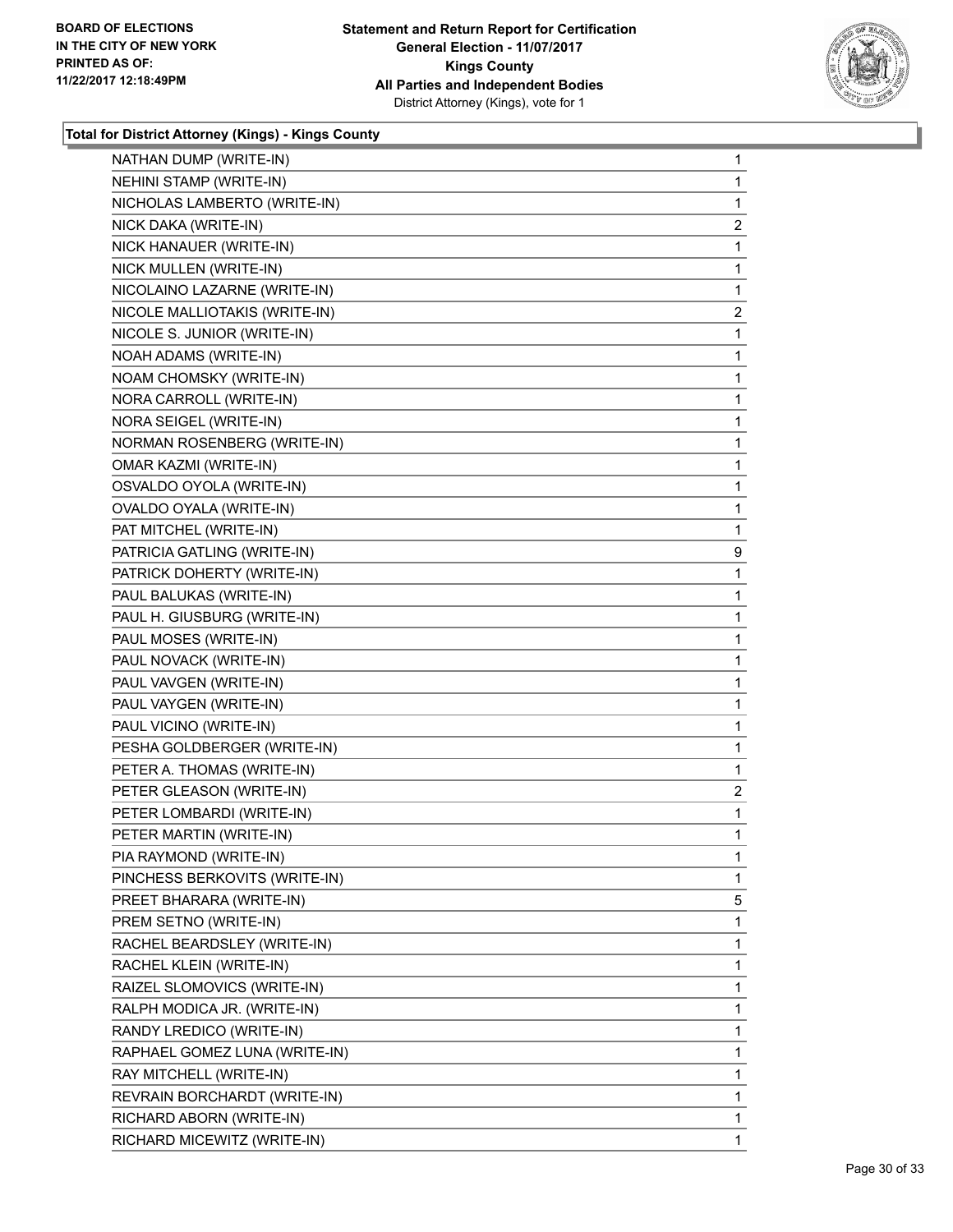**Total for District Attorney (Kings) - Kings County**

| | |
|---|---|
| NATHAN DUMP (WRITE-IN) | 1 |
| NEHINI STAMP (WRITE-IN) | 1 |
| NICHOLAS LAMBERTO (WRITE-IN) | 1 |
| NICK DAKA (WRITE-IN) | 2 |
| NICK HANAUER (WRITE-IN) | 1 |
| NICK MULLEN (WRITE-IN) | 1 |
| NICOLAINO LAZARNE (WRITE-IN) | 1 |
| NICOLE MALLIOTAKIS (WRITE-IN) | 2 |
| NICOLE S. JUNIOR (WRITE-IN) | 1 |
| NOAH ADAMS (WRITE-IN) | 1 |
| NOAM CHOMSKY (WRITE-IN) | 1 |
| NORA CARROLL (WRITE-IN) | 1 |
| NORA SEIGEL (WRITE-IN) | 1 |
| NORMAN ROSENBERG (WRITE-IN) | 1 |
| OMAR KAZMI (WRITE-IN) | 1 |
| OSVALDO OYOLA (WRITE-IN) | 1 |
| OVALDO OYALA (WRITE-IN) | 1 |
| PAT MITCHEL (WRITE-IN) | 1 |
| PATRICIA GATLING (WRITE-IN) | 9 |
| PATRICK DOHERTY (WRITE-IN) | 1 |
| PAUL BALUKAS (WRITE-IN) | 1 |
| PAUL H. GIUSBURG (WRITE-IN) | 1 |
| PAUL MOSES (WRITE-IN) | 1 |
| PAUL NOVACK (WRITE-IN) | 1 |
| PAUL VAVGEN (WRITE-IN) | 1 |
| PAUL VAYGEN (WRITE-IN) | 1 |
| PAUL VICINO (WRITE-IN) | 1 |
| PESHA GOLDBERGER (WRITE-IN) | 1 |
| PETER A. THOMAS (WRITE-IN) | 1 |
| PETER GLEASON (WRITE-IN) | 2 |
| PETER LOMBARDI (WRITE-IN) | 1 |
| PETER MARTIN (WRITE-IN) | 1 |
| PIA RAYMOND (WRITE-IN) | 1 |
| PINCHESS BERKOVITS (WRITE-IN) | 1 |
| PREET BHARARA (WRITE-IN) | 5 |
| PREM SETNO (WRITE-IN) | 1 |
| RACHEL BEARDSLEY (WRITE-IN) | 1 |
| RACHEL KLEIN (WRITE-IN) | 1 |
| RAIZEL SLOMOVICS (WRITE-IN) | 1 |
| RALPH MODICA JR. (WRITE-IN) | 1 |
| RANDY LREDICO (WRITE-IN) | 1 |
| RAPHAEL GOMEZ LUNA (WRITE-IN) | 1 |
| RAY MITCHELL (WRITE-IN) | 1 |
| REVRAIN BORCHARDT (WRITE-IN) | 1 |
| RICHARD ABORN (WRITE-IN) | 1 |
| RICHARD MICEWITZ (WRITE-IN) | 1 |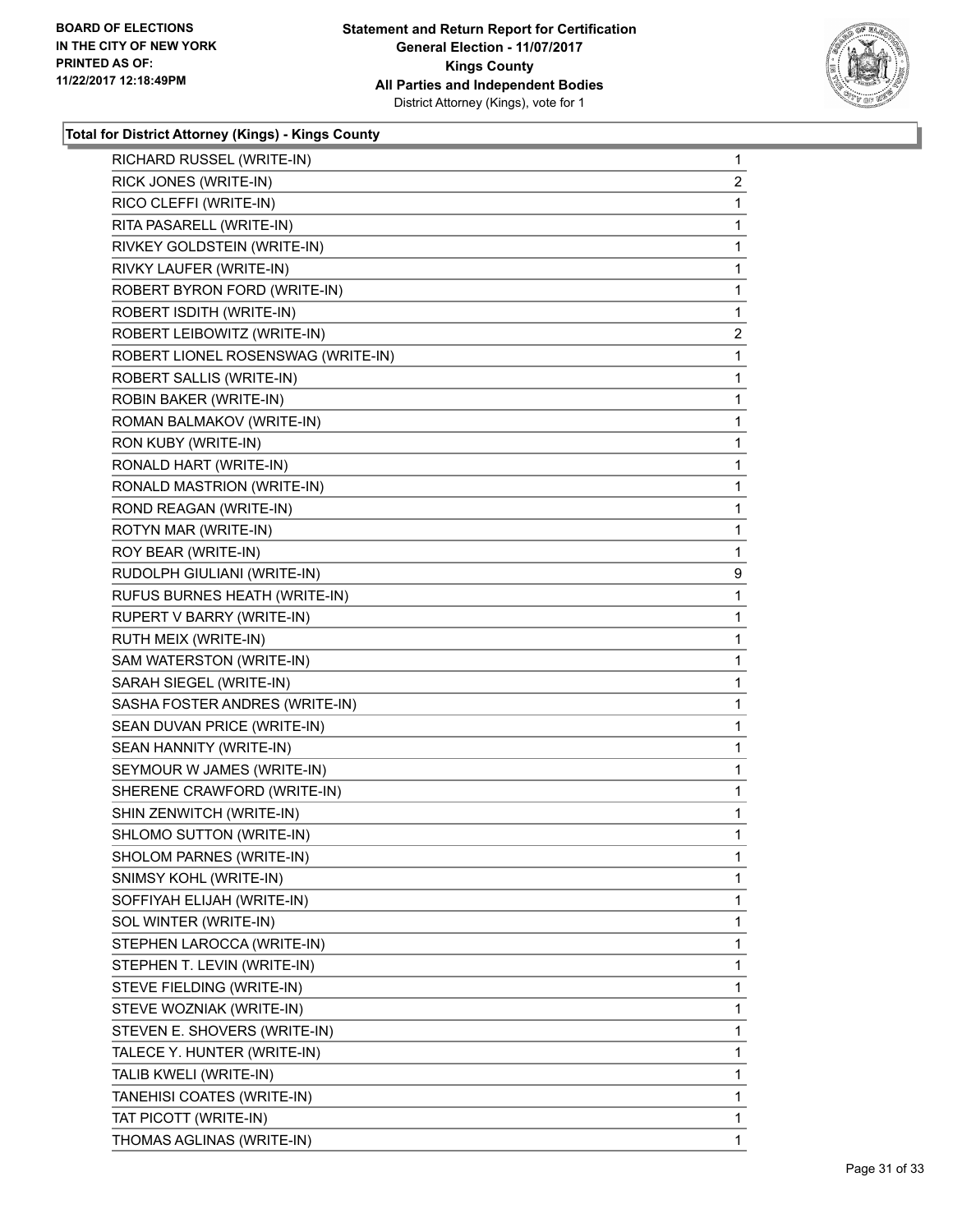**BOARD OF ELECTIONS IN THE CITY OF NEW YORK PRINTED AS OF: 11/22/2017 12:18:49PM**

**Statement and Return Report for Certification General Election - 11/07/2017 Kings County All Parties and Independent Bodies**
District Attorney (Kings), vote for 1

### Total for District Attorney (Kings) - Kings County

| | |
|---|---|
| RICHARD RUSSEL (WRITE-IN) | 1 |
| RICK JONES (WRITE-IN) | 2 |
| RICO CLEFFI (WRITE-IN) | 1 |
| RITA PASARELL (WRITE-IN) | 1 |
| RIVKEY GOLDSTEIN (WRITE-IN) | 1 |
| RIVKY LAUFER (WRITE-IN) | 1 |
| ROBERT BYRON FORD (WRITE-IN) | 1 |
| ROBERT ISDITH (WRITE-IN) | 1 |
| ROBERT LEIBOWITZ (WRITE-IN) | 2 |
| ROBERT LIONEL ROSENSWAG (WRITE-IN) | 1 |
| ROBERT SALLIS (WRITE-IN) | 1 |
| ROBIN BAKER (WRITE-IN) | 1 |
| ROMAN BALMAKOV (WRITE-IN) | 1 |
| RON KUBY (WRITE-IN) | 1 |
| RONALD HART (WRITE-IN) | 1 |
| RONALD MASTRION (WRITE-IN) | 1 |
| ROND REAGAN (WRITE-IN) | 1 |
| ROTYN MAR (WRITE-IN) | 1 |
| ROY BEAR (WRITE-IN) | 1 |
| RUDOLPH GIULIANI (WRITE-IN) | 9 |
| RUFUS BURNES HEATH (WRITE-IN) | 1 |
| RUPERT V BARRY (WRITE-IN) | 1 |
| RUTH MEIX (WRITE-IN) | 1 |
| SAM WATERSTON (WRITE-IN) | 1 |
| SARAH SIEGEL (WRITE-IN) | 1 |
| SASHA FOSTER ANDRES (WRITE-IN) | 1 |
| SEAN DUVAN PRICE (WRITE-IN) | 1 |
| SEAN HANNITY (WRITE-IN) | 1 |
| SEYMOUR W JAMES (WRITE-IN) | 1 |
| SHERENE CRAWFORD (WRITE-IN) | 1 |
| SHIN ZENWITCH (WRITE-IN) | 1 |
| SHLOMO SUTTON (WRITE-IN) | 1 |
| SHOLOM PARNES (WRITE-IN) | 1 |
| SNIMSY KOHL (WRITE-IN) | 1 |
| SOFFIYAH ELIJAH (WRITE-IN) | 1 |
| SOL WINTER (WRITE-IN) | 1 |
| STEPHEN LAROCCA (WRITE-IN) | 1 |
| STEPHEN T. LEVIN (WRITE-IN) | 1 |
| STEVE FIELDING (WRITE-IN) | 1 |
| STEVE WOZNIAK (WRITE-IN) | 1 |
| STEVEN E. SHOVERS (WRITE-IN) | 1 |
| TALECE Y. HUNTER (WRITE-IN) | 1 |
| TALIB KWELI (WRITE-IN) | 1 |
| TANEHISI COATES (WRITE-IN) | 1 |
| TAT PICOTT (WRITE-IN) | 1 |
| THOMAS AGLINAS (WRITE-IN) | 1 |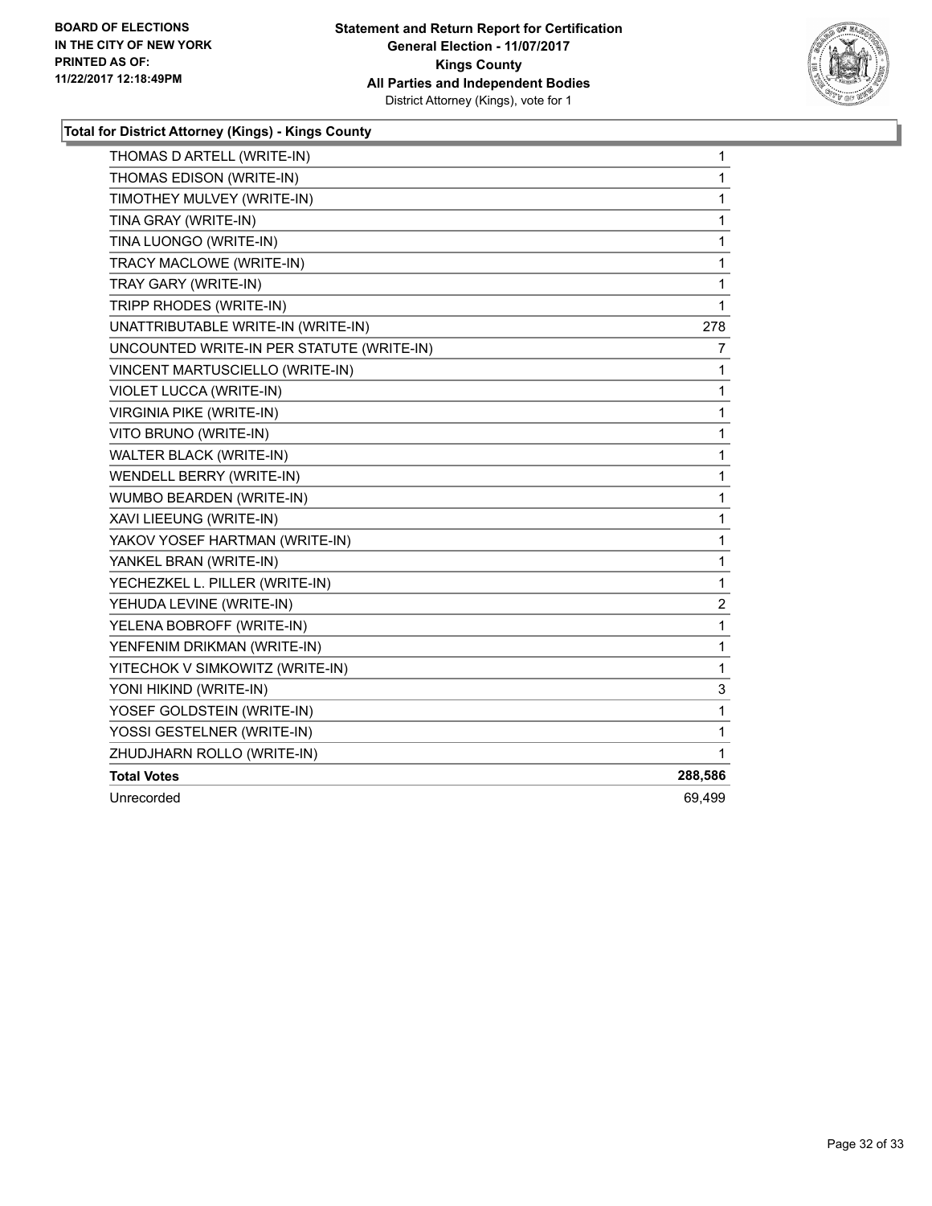**BOARD OF ELECTIONS**
**IN THE CITY OF NEW YORK**
**PRINTED AS OF:**
**11/22/2017 12:18:49PM**

**Statement and Return Report for Certification**
**General Election - 11/07/2017**
**Kings County**
**All Parties and Independent Bodies**
District Attorney (Kings), vote for 1

**Total for District Attorney (Kings) - Kings County**

| | |
|---|---|
| THOMAS D ARTELL (WRITE-IN) | 1 |
| THOMAS EDISON (WRITE-IN) | 1 |
| TIMOTHEY MULVEY (WRITE-IN) | 1 |
| TINA GRAY (WRITE-IN) | 1 |
| TINA LUONGO (WRITE-IN) | 1 |
| TRACY MACLOWE (WRITE-IN) | 1 |
| TRAY GARY (WRITE-IN) | 1 |
| TRIPP RHODES (WRITE-IN) | 1 |
| UNATTRIBUTABLE WRITE-IN (WRITE-IN) | 278 |
| UNCOUNTED WRITE-IN PER STATUTE (WRITE-IN) | 7 |
| VINCENT MARTUSCIELLO (WRITE-IN) | 1 |
| VIOLET LUCCA (WRITE-IN) | 1 |
| VIRGINIA PIKE (WRITE-IN) | 1 |
| VITO BRUNO (WRITE-IN) | 1 |
| WALTER BLACK (WRITE-IN) | 1 |
| WENDELL BERRY (WRITE-IN) | 1 |
| WUMBO BEARDEN (WRITE-IN) | 1 |
| XAVI LIEEUNG (WRITE-IN) | 1 |
| YAKOV YOSEF HARTMAN (WRITE-IN) | 1 |
| YANKEL BRAN (WRITE-IN) | 1 |
| YECHEZKEL L. PILLER (WRITE-IN) | 1 |
| YEHUDA LEVINE (WRITE-IN) | 2 |
| YELENA BOBROFF (WRITE-IN) | 1 |
| YENFENIM DRIKMAN (WRITE-IN) | 1 |
| YITECHOK V SIMKOWITZ (WRITE-IN) | 1 |
| YONI HIKIND (WRITE-IN) | 3 |
| YOSEF GOLDSTEIN (WRITE-IN) | 1 |
| YOSSI GESTELNER (WRITE-IN) | 1 |
| ZHUDJHARN ROLLO (WRITE-IN) | 1 |
| **Total Votes** | **288,586** |
| Unrecorded | 69,499 |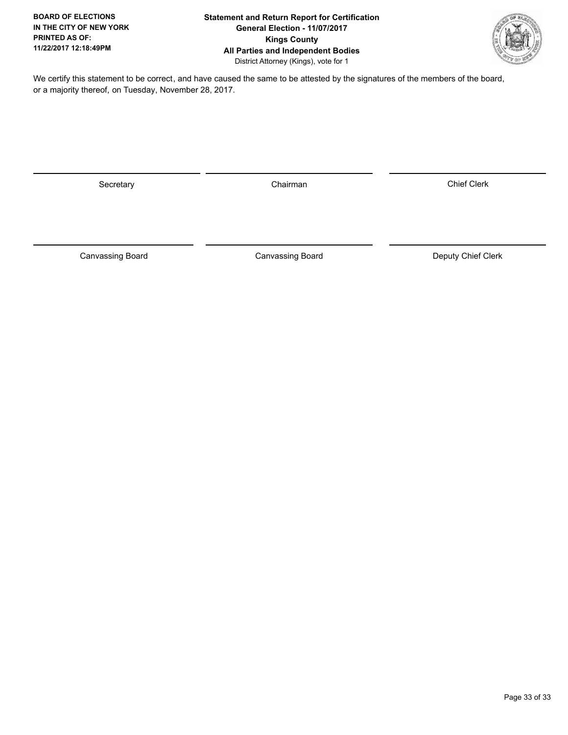**BOARD OF ELECTIONS**
**IN THE CITY OF NEW YORK**
**PRINTED AS OF:**
**11/22/2017 12:18:49PM**

**Statement and Return Report for Certification**
**General Election - 11/07/2017**
**Kings County**
**All Parties and Independent Bodies**
District Attorney (Kings), vote for 1

We certify this statement to be correct, and have caused the same to be attested by the signatures of the members of the board, or a majority thereof, on Tuesday, November 28, 2017.

| | | |
|---|---|---|
| Secretary | Chairman | Chief Clerk |
| Canvassing Board | Canvassing Board | Deputy Chief Clerk |